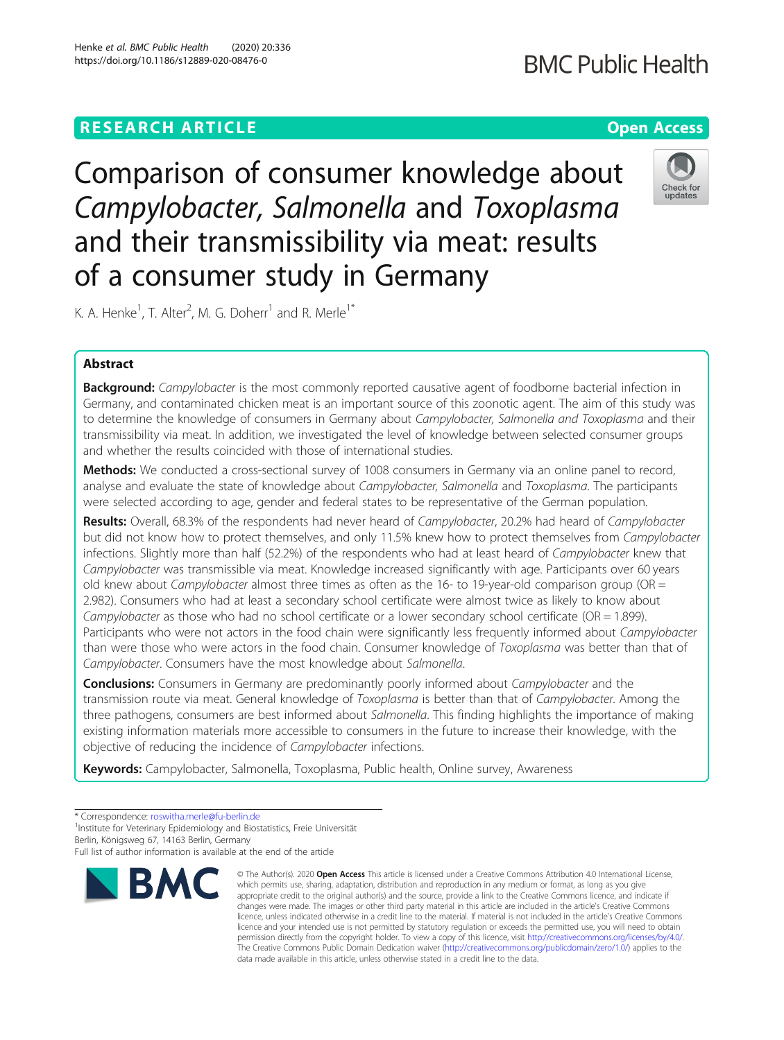# Comparison of consumer knowledge about *Campylobacter*, *Salmonella* and *Toxoplasma* and their transmissibility via meat: results of a consumer study in Germany

K. A. Henke[1], T. Alter[2], M. G. Doherr[1] and R. Merle[1*]

## Abstract

**Background:** *Campylobacter* is the most commonly reported causative agent of foodborne bacterial infection in Germany, and contaminated chicken meat is an important source of this zoonotic agent. The aim of this study was to determine the knowledge of consumers in Germany about *Campylobacter, Salmonella and Toxoplasma* and their transmissibility via meat. In addition, we investigated the level of knowledge between selected consumer groups and whether the results coincided with those of international studies.

**Methods:** We conducted a cross-sectional survey of 1008 consumers in Germany via an online panel to record, analyse and evaluate the state of knowledge about *Campylobacter, Salmonella* and *Toxoplasma*. The participants were selected according to age, gender and federal states to be representative of the German population.

**Results:** Overall, 68.3% of the respondents had never heard of *Campylobacter*, 20.2% had heard of *Campylobacter* but did not know how to protect themselves, and only 11.5% knew how to protect themselves from *Campylobacter* infections. Slightly more than half (52.2%) of the respondents who had at least heard of *Campylobacter* knew that *Campylobacter* was transmissible via meat. Knowledge increased significantly with age. Participants over 60 years old knew about *Campylobacter* almost three times as often as the 16- to 19-year-old comparison group (OR = 2.982). Consumers who had at least a secondary school certificate were almost twice as likely to know about *Campylobacter* as those who had no school certificate or a lower secondary school certificate (OR = 1.899). Participants who were not actors in the food chain were significantly less frequently informed about *Campylobacter* than were those who were actors in the food chain. Consumer knowledge of *Toxoplasma* was better than that of *Campylobacter*. Consumers have the most knowledge about *Salmonella*.

**Conclusions:** Consumers in Germany are predominantly poorly informed about *Campylobacter* and the transmission route via meat. General knowledge of *Toxoplasma* is better than that of *Campylobacter*. Among the three pathogens, consumers are best informed about *Salmonella*. This finding highlights the importance of making existing information materials more accessible to consumers in the future to increase their knowledge, with the objective of reducing the incidence of *Campylobacter* infections.

**Keywords:** Campylobacter, Salmonella, Toxoplasma, Public health, Online survey, Awareness

---

* Correspondence: roswitha.merle@fu-berlin.de
[1]Institute for Veterinary Epidemiology and Biostatistics, Freie Universität Berlin, Königsweg 67, 14163 Berlin, Germany
Full list of author information is available at the end of the article

© The Author(s). 2020 **Open Access** This article is licensed under a Creative Commons Attribution 4.0 International License, which permits use, sharing, adaptation, distribution and reproduction in any medium or format, as long as you give appropriate credit to the original author(s) and the source, provide a link to the Creative Commons licence, and indicate if changes were made. The images or other third party material in this article are included in the article's Creative Commons licence, unless indicated otherwise in a credit line to the material. If material is not included in the article's Creative Commons licence and your intended use is not permitted by statutory regulation or exceeds the permitted use, you will need to obtain permission directly from the copyright holder. To view a copy of this licence, visit http://creativecommons.org/licenses/by/4.0/. The Creative Commons Public Domain Dedication waiver (http://creativecommons.org/publicdomain/zero/1.0/) applies to the data made available in this article, unless otherwise stated in a credit line to the data.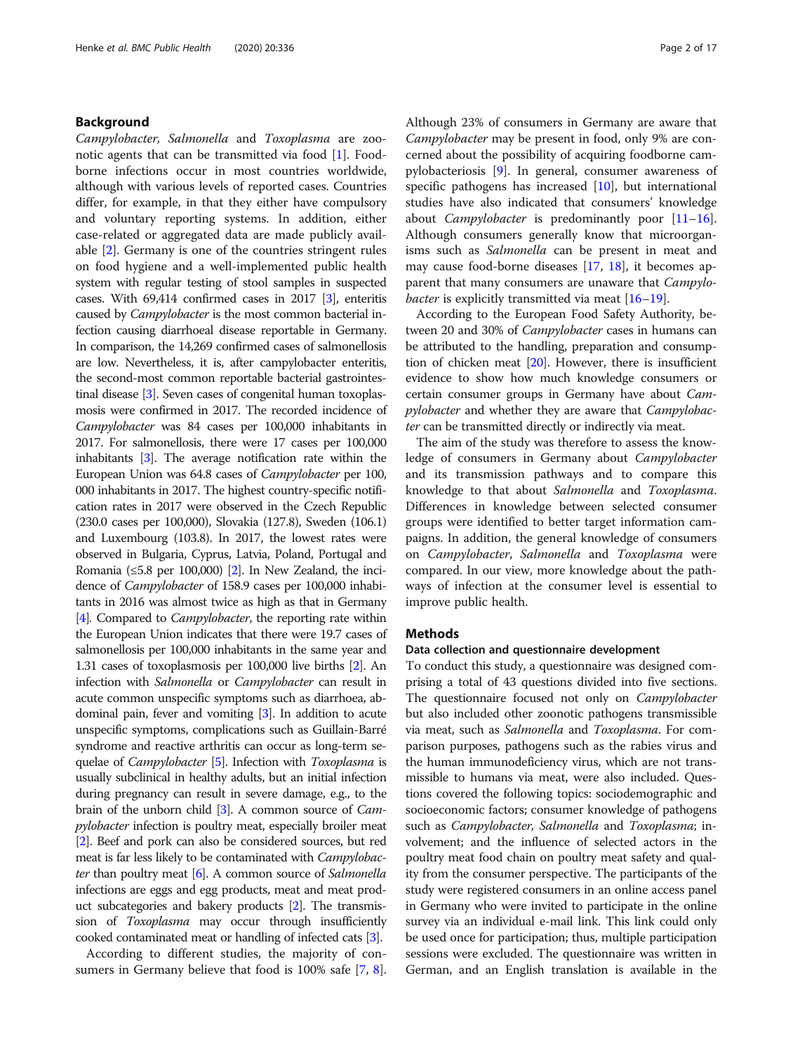## Background

*Campylobacter*, *Salmonella* and *Toxoplasma* are zoonotic agents that can be transmitted via food [1]. Food-borne infections occur in most countries worldwide, although with various levels of reported cases. Countries differ, for example, in that they either have compulsory and voluntary reporting systems. In addition, either case-related or aggregated data are made publicly available [2]. Germany is one of the countries stringent rules on food hygiene and a well-implemented public health system with regular testing of stool samples in suspected cases. With 69,414 confirmed cases in 2017 [3], enteritis caused by *Campylobacter* is the most common bacterial infection causing diarrhoeal disease reportable in Germany. In comparison, the 14,269 confirmed cases of salmonellosis are low. Nevertheless, it is, after campylobacter enteritis, the second-most common reportable bacterial gastrointestinal disease [3]. Seven cases of congenital human toxoplasmosis were confirmed in 2017. The recorded incidence of *Campylobacter* was 84 cases per 100,000 inhabitants in 2017. For salmonellosis, there were 17 cases per 100,000 inhabitants [3]. The average notification rate within the European Union was 64.8 cases of *Campylobacter* per 100,000 inhabitants in 2017. The highest country-specific notification rates in 2017 were observed in the Czech Republic (230.0 cases per 100,000), Slovakia (127.8), Sweden (106.1) and Luxembourg (103.8). In 2017, the lowest rates were observed in Bulgaria, Cyprus, Latvia, Poland, Portugal and Romania (≤5.8 per 100,000) [2]. In New Zealand, the incidence of *Campylobacter* of 158.9 cases per 100,000 inhabitants in 2016 was almost twice as high as that in Germany [4]. Compared to *Campylobacter*, the reporting rate within the European Union indicates that there were 19.7 cases of salmonellosis per 100,000 inhabitants in the same year and 1.31 cases of toxoplasmosis per 100,000 live births [2]. An infection with *Salmonella* or *Campylobacter* can result in acute common unspecific symptoms such as diarrhoea, abdominal pain, fever and vomiting [3]. In addition to acute unspecific symptoms, complications such as Guillain-Barré syndrome and reactive arthritis can occur as long-term sequelae of *Campylobacter* [5]. Infection with *Toxoplasma* is usually subclinical in healthy adults, but an initial infection during pregnancy can result in severe damage, e.g., to the brain of the unborn child [3]. A common source of *Campylobacter* infection is poultry meat, especially broiler meat [2]. Beef and pork can also be considered sources, but red meat is far less likely to be contaminated with *Campylobacter* than poultry meat [6]. A common source of *Salmonella* infections are eggs and egg products, meat and meat product subcategories and bakery products [2]. The transmission of *Toxoplasma* may occur through insufficiently cooked contaminated meat or handling of infected cats [3].

According to different studies, the majority of consumers in Germany believe that food is 100% safe [7, 8]. Although 23% of consumers in Germany are aware that *Campylobacter* may be present in food, only 9% are concerned about the possibility of acquiring foodborne campylobacteriosis [9]. In general, consumer awareness of specific pathogens has increased [10], but international studies have also indicated that consumers' knowledge about *Campylobacter* is predominantly poor [11–16]. Although consumers generally know that microorganisms such as *Salmonella* can be present in meat and may cause food-borne diseases [17, 18], it becomes apparent that many consumers are unaware that *Campylobacter* is explicitly transmitted via meat [16–19].

According to the European Food Safety Authority, between 20 and 30% of *Campylobacter* cases in humans can be attributed to the handling, preparation and consumption of chicken meat [20]. However, there is insufficient evidence to show how much knowledge consumers or certain consumer groups in Germany have about *Campylobacter* and whether they are aware that *Campylobacter* can be transmitted directly or indirectly via meat.

The aim of the study was therefore to assess the knowledge of consumers in Germany about *Campylobacter* and its transmission pathways and to compare this knowledge to that about *Salmonella* and *Toxoplasma*. Differences in knowledge between selected consumer groups were identified to better target information campaigns. In addition, the general knowledge of consumers on *Campylobacter*, *Salmonella* and *Toxoplasma* were compared. In our view, more knowledge about the pathways of infection at the consumer level is essential to improve public health.

## Methods

### Data collection and questionnaire development

To conduct this study, a questionnaire was designed comprising a total of 43 questions divided into five sections. The questionnaire focused not only on *Campylobacter* but also included other zoonotic pathogens transmissible via meat, such as *Salmonella* and *Toxoplasma*. For comparison purposes, pathogens such as the rabies virus and the human immunodeficiency virus, which are not transmissible to humans via meat, were also included. Questions covered the following topics: sociodemographic and socioeconomic factors; consumer knowledge of pathogens such as *Campylobacter*, *Salmonella* and *Toxoplasma*; involvement; and the influence of selected actors in the poultry meat food chain on poultry meat safety and quality from the consumer perspective. The participants of the study were registered consumers in an online access panel in Germany who were invited to participate in the online survey via an individual e-mail link. This link could only be used once for participation; thus, multiple participation sessions were excluded. The questionnaire was written in German, and an English translation is available in the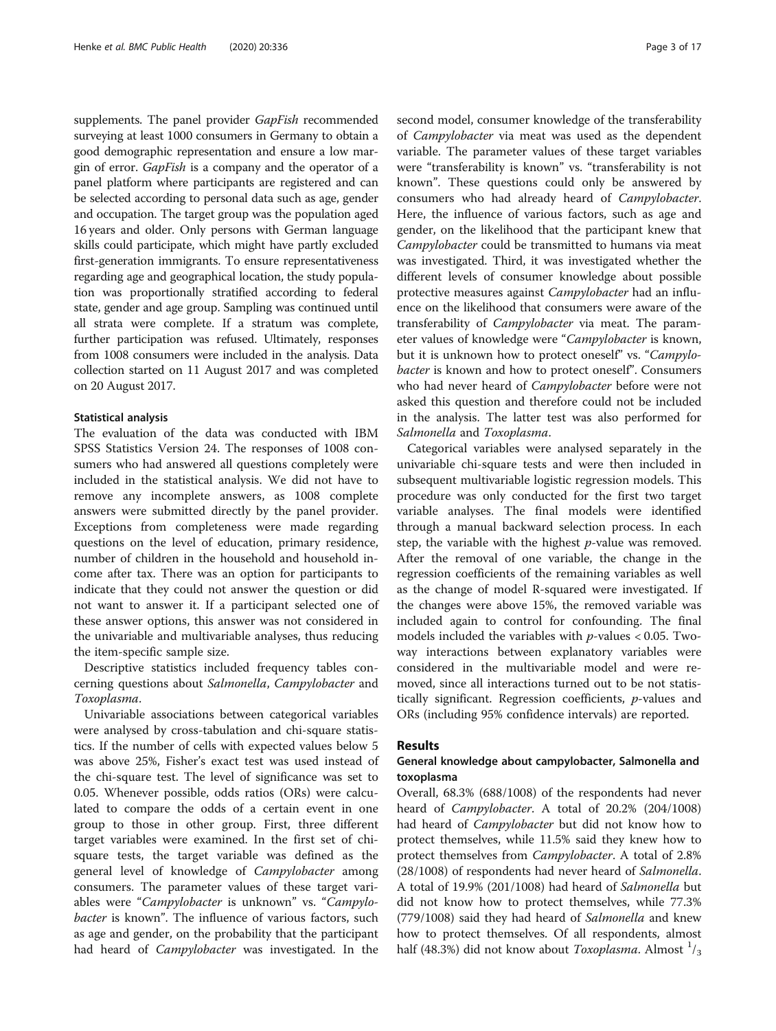supplements. The panel provider *GapFish* recommended surveying at least 1000 consumers in Germany to obtain a good demographic representation and ensure a low margin of error. *GapFish* is a company and the operator of a panel platform where participants are registered and can be selected according to personal data such as age, gender and occupation. The target group was the population aged 16 years and older. Only persons with German language skills could participate, which might have partly excluded first-generation immigrants. To ensure representativeness regarding age and geographical location, the study population was proportionally stratified according to federal state, gender and age group. Sampling was continued until all strata were complete. If a stratum was complete, further participation was refused. Ultimately, responses from 1008 consumers were included in the analysis. Data collection started on 11 August 2017 and was completed on 20 August 2017.

### Statistical analysis

The evaluation of the data was conducted with IBM SPSS Statistics Version 24. The responses of 1008 consumers who had answered all questions completely were included in the statistical analysis. We did not have to remove any incomplete answers, as 1008 complete answers were submitted directly by the panel provider. Exceptions from completeness were made regarding questions on the level of education, primary residence, number of children in the household and household income after tax. There was an option for participants to indicate that they could not answer the question or did not want to answer it. If a participant selected one of these answer options, this answer was not considered in the univariable and multivariable analyses, thus reducing the item-specific sample size.

Descriptive statistics included frequency tables concerning questions about *Salmonella*, *Campylobacter* and *Toxoplasma*.

Univariable associations between categorical variables were analysed by cross-tabulation and chi-square statistics. If the number of cells with expected values below 5 was above 25%, Fisher's exact test was used instead of the chi-square test. The level of significance was set to 0.05. Whenever possible, odds ratios (ORs) were calculated to compare the odds of a certain event in one group to those in other group. First, three different target variables were examined. In the first set of chi-square tests, the target variable was defined as the general level of knowledge of *Campylobacter* among consumers. The parameter values of these target variables were "*Campylobacter* is unknown" vs. "*Campylobacter* is known". The influence of various factors, such as age and gender, on the probability that the participant had heard of *Campylobacter* was investigated. In the second model, consumer knowledge of the transferability of *Campylobacter* via meat was used as the dependent variable. The parameter values of these target variables were "transferability is known" vs. "transferability is not known". These questions could only be answered by consumers who had already heard of *Campylobacter*. Here, the influence of various factors, such as age and gender, on the likelihood that the participant knew that *Campylobacter* could be transmitted to humans via meat was investigated. Third, it was investigated whether the different levels of consumer knowledge about possible protective measures against *Campylobacter* had an influence on the likelihood that consumers were aware of the transferability of *Campylobacter* via meat. The parameter values of knowledge were "*Campylobacter* is known, but it is unknown how to protect oneself" vs. "*Campylobacter* is known and how to protect oneself". Consumers who had never heard of *Campylobacter* before were not asked this question and therefore could not be included in the analysis. The latter test was also performed for *Salmonella* and *Toxoplasma*.

Categorical variables were analysed separately in the univariable chi-square tests and were then included in subsequent multivariable logistic regression models. This procedure was only conducted for the first two target variable analyses. The final models were identified through a manual backward selection process. In each step, the variable with the highest *p*-value was removed. After the removal of one variable, the change in the regression coefficients of the remaining variables as well as the change of model R-squared were investigated. If the changes were above 15%, the removed variable was included again to control for confounding. The final models included the variables with *p*-values < 0.05. Two-way interactions between explanatory variables were considered in the multivariable model and were removed, since all interactions turned out to be not statistically significant. Regression coefficients, *p*-values and ORs (including 95% confidence intervals) are reported.

## Results

### General knowledge about campylobacter, Salmonella and toxoplasma

Overall, 68.3% (688/1008) of the respondents had never heard of *Campylobacter*. A total of 20.2% (204/1008) had heard of *Campylobacter* but did not know how to protect themselves, while 11.5% said they knew how to protect themselves from *Campylobacter*. A total of 2.8% (28/1008) of respondents had never heard of *Salmonella*. A total of 19.9% (201/1008) had heard of *Salmonella* but did not know how to protect themselves, while 77.3% (779/1008) said they had heard of *Salmonella* and knew how to protect themselves. Of all respondents, almost half (48.3%) did not know about *Toxoplasma*. Almost $^1/_3$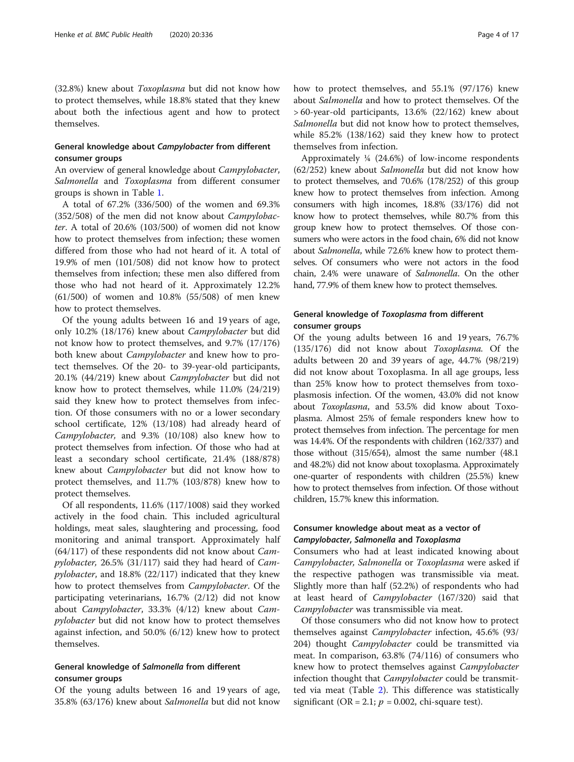(32.8%) knew about *Toxoplasma* but did not know how to protect themselves, while 18.8% stated that they knew about both the infectious agent and how to protect themselves.

### General knowledge about *Campylobacter* from different consumer groups

An overview of general knowledge about *Campylobacter*, *Salmonella* and *Toxoplasma* from different consumer groups is shown in Table 1.

A total of 67.2% (336/500) of the women and 69.3% (352/508) of the men did not know about *Campylobacter*. A total of 20.6% (103/500) of women did not know how to protect themselves from infection; these women differed from those who had not heard of it. A total of 19.9% of men (101/508) did not know how to protect themselves from infection; these men also differed from those who had not heard of it. Approximately 12.2% (61/500) of women and 10.8% (55/508) of men knew how to protect themselves.

Of the young adults between 16 and 19 years of age, only 10.2% (18/176) knew about *Campylobacter* but did not know how to protect themselves, and 9.7% (17/176) both knew about *Campylobacter* and knew how to protect themselves. Of the 20- to 39-year-old participants, 20.1% (44/219) knew about *Campylobacter* but did not know how to protect themselves, while 11.0% (24/219) said they knew how to protect themselves from infection. Of those consumers with no or a lower secondary school certificate, 12% (13/108) had already heard of *Campylobacter,* and 9.3% (10/108) also knew how to protect themselves from infection. Of those who had at least a secondary school certificate, 21.4% (188/878) knew about *Campylobacter* but did not know how to protect themselves, and 11.7% (103/878) knew how to protect themselves.

Of all respondents, 11.6% (117/1008) said they worked actively in the food chain. This included agricultural holdings, meat sales, slaughtering and processing, food monitoring and animal transport. Approximately half (64/117) of these respondents did not know about *Campylobacter,* 26.5% (31/117) said they had heard of *Campylobacter*, and 18.8% (22/117) indicated that they knew how to protect themselves from *Campylobacter*. Of the participating veterinarians, 16.7% (2/12) did not know about *Campylobacter*, 33.3% (4/12) knew about *Campylobacter* but did not know how to protect themselves against infection, and 50.0% (6/12) knew how to protect themselves.

### General knowledge of *Salmonella* from different consumer groups

Of the young adults between 16 and 19 years of age, 35.8% (63/176) knew about *Salmonella* but did not know how to protect themselves, and 55.1% (97/176) knew about *Salmonella* and how to protect themselves. Of the > 60-year-old participants, 13.6% (22/162) knew about *Salmonella* but did not know how to protect themselves, while 85.2% (138/162) said they knew how to protect themselves from infection.

Approximately ¼ (24.6%) of low-income respondents (62/252) knew about *Salmonella* but did not know how to protect themselves, and 70.6% (178/252) of this group knew how to protect themselves from infection. Among consumers with high incomes, 18.8% (33/176) did not know how to protect themselves, while 80.7% from this group knew how to protect themselves. Of those consumers who were actors in the food chain, 6% did not know about *Salmonella*, while 72.6% knew how to protect themselves. Of consumers who were not actors in the food chain, 2.4% were unaware of *Salmonella*. On the other hand, 77.9% of them knew how to protect themselves.

### General knowledge of *Toxoplasma* from different consumer groups

Of the young adults between 16 and 19 years, 76.7% (135/176) did not know about *Toxoplasma.* Of the adults between 20 and 39 years of age, 44.7% (98/219) did not know about Toxoplasma. In all age groups, less than 25% know how to protect themselves from toxoplasmosis infection. Of the women, 43.0% did not know about *Toxoplasma*, and 53.5% did know about Toxoplasma. Almost 25% of female responders knew how to protect themselves from infection. The percentage for men was 14.4%. Of the respondents with children (162/337) and those without (315/654), almost the same number (48.1 and 48.2%) did not know about toxoplasma. Approximately one-quarter of respondents with children (25.5%) knew how to protect themselves from infection. Of those without children, 15.7% knew this information.

### Consumer knowledge about meat as a vector of *Campylobacter*, *Salmonella* and *Toxoplasma*

Consumers who had at least indicated knowing about *Campylobacter*, *Salmonella* or *Toxoplasma* were asked if the respective pathogen was transmissible via meat. Slightly more than half (52.2%) of respondents who had at least heard of *Campylobacter* (167/320) said that *Campylobacter* was transmissible via meat.

Of those consumers who did not know how to protect themselves against *Campylobacter* infection, 45.6% (93/204) thought *Campylobacter* could be transmitted via meat. In comparison, 63.8% (74/116) of consumers who knew how to protect themselves against *Campylobacter* infection thought that *Campylobacter* could be transmitted via meat (Table 2). This difference was statistically significant (OR = 2.1; $p = 0.002$, chi-square test).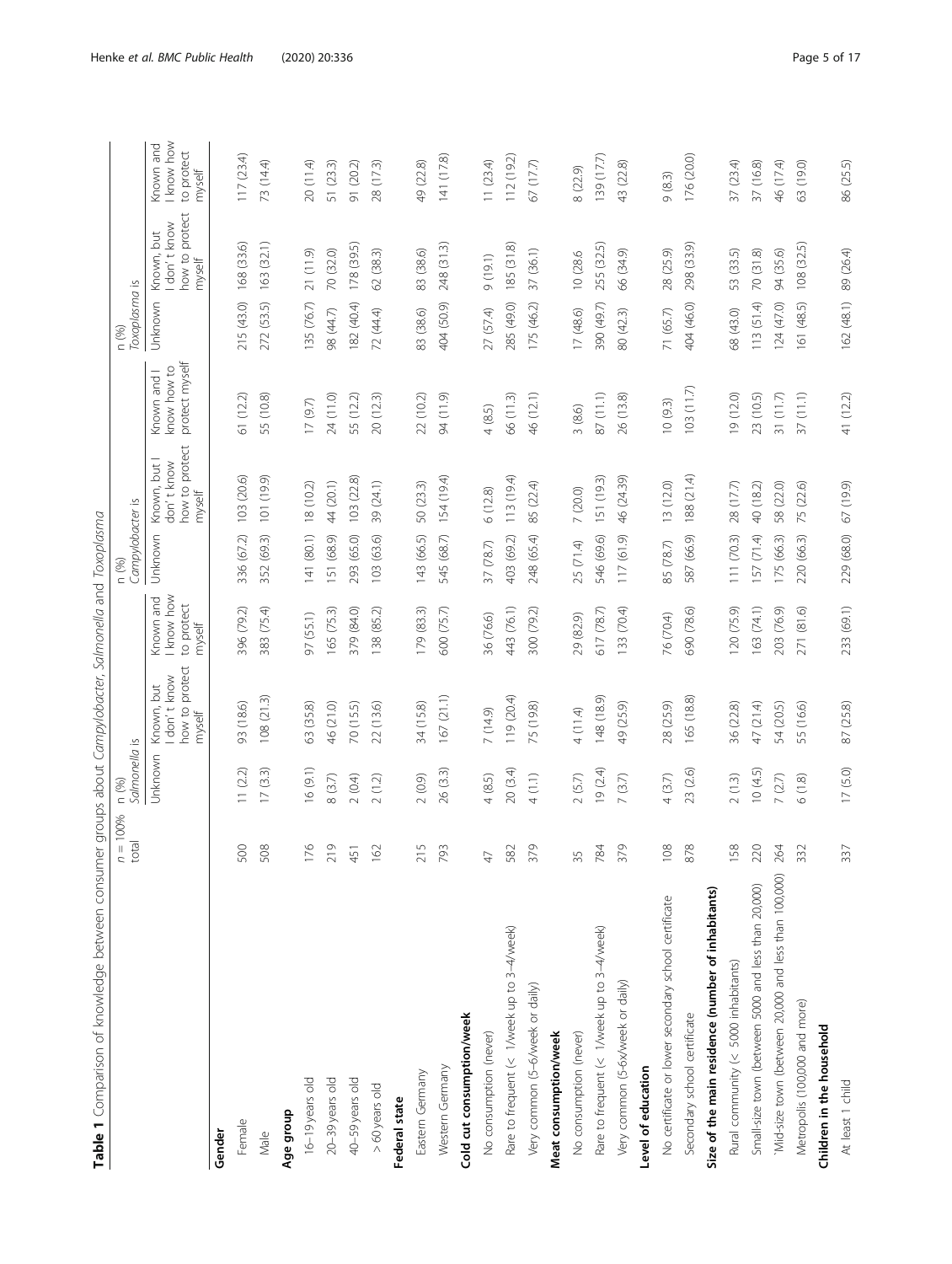**Table 1** Comparison of knowledge between consumer groups about *Campylobacter*, *Salmonella* and *Toxoplasma*

| | n = 100% total | n (%) *Salmonella* is | | | n (%) *Campylobacter* is | | | n (%) *Toxoplasma* is | | |
|---|---|---|---|---|---|---|---|---|---|---|
| | | Unknown | Known, but I don´t know how to protect myself | Known and I know how to protect myself | Unknown | Known, but I don´t know how to protect myself | Known and I know how to protect myself | Unknown | Known, but I don´t know how to protect myself | Known and I know how to protect myself |
| **Gender** | | | | | | | | | | |
| Female | 500 | 11 (2.2) | 93 (18.6) | 396 (79.2) | 336 (67.2) | 103 (20.6) | 61 (12.2) | 215 (43.0) | 168 (33.6) | 117 (23.4) |
| Male | 508 | 17 (3.3) | 108 (21.3) | 383 (75.4) | 352 (69.3) | 101 (19.9) | 55 (10.8) | 272 (53.5) | 163 (32.1) | 73 (14.4) |
| **Age group** | | | | | | | | | | |
| 16–19 years old | 176 | 16 (9.1) | 63 (35.8) | 97 (55.1) | 141 (80.1) | 18 (10.2) | 17 (9.7) | 135 (76.7) | 21 (11.9) | 20 (11.4) |
| 20–39 years old | 219 | 8 (3.7) | 46 (21.0) | 165 (75.3) | 151 (68.9) | 44 (20.1) | 24 (11.0) | 98 (44.7) | 70 (32.0) | 51 (23.3) |
| 40–59 years old | 451 | 2 (0.4) | 70 (15.5) | 379 (84.0) | 293 (65.0) | 103 (22.8) | 55 (12.2) | 182 (40.4) | 178 (39.5) | 91 (20.2) |
| > 60 years old | 162 | 2 (1.2) | 22 (13.6) | 138 (85.2) | 103 (63.6) | 39 (24.1) | 20 (12.3) | 72 (44.4) | 62 (38.3) | 28 (17.3) |
| **Federal state** | | | | | | | | | | |
| Eastern Germany | 215 | 2 (0.9) | 34 (15.8) | 179 (83.3) | 143 (66.5) | 50 (23.3) | 22 (10.2) | 83 (38.6) | 83 (38.6) | 49 (22.8) |
| Western Germany | 793 | 26 (3.3) | 167 (21.1) | 600 (75.7) | 545 (68.7) | 154 (19.4) | 94 (11.9) | 404 (50.9) | 248 (31.3) | 141 (17.8) |
| **Cold cut consumption/week** | | | | | | | | | | |
| No consumption (never) | 47 | 4 (8.5) | 7 (14.9) | 36 (76.6) | 37 (78.7) | 6 (12.8) | 4 (8.5) | 27 (57.4) | 9 (19.1) | 11 (23.4) |
| Rare to frequent (< 1/week up to 3–4/week) | 582 | 20 (3.4) | 119 (20.4) | 443 (76.1) | 403 (69.2) | 113 (19.4) | 66 (11.3) | 285 (49.0) | 185 (31.8) | 112 (19.2) |
| Very common (5–6/week or daily) | 379 | 4 (1.1) | 75 (19.8) | 300 (79.2) | 248 (65.4) | 85 (22.4) | 46 (12.1) | 175 (46.2) | 37 (36.1) | 67 (17.7) |
| **Meat consumption/week** | | | | | | | | | | |
| No consumption (never) | 35 | 2 (5.7) | 4 (11.4) | 29 (82.9) | 25 (71.4) | 7 (20.0) | 3 (8.6) | 17 (48.6) | 10 (28.6 | 8 (22.9) |
| Rare to frequent (< 1/week up to 3–4/week) | 784 | 19 (2.4) | 148 (18.9) | 617 (78.7) | 546 (69.6) | 151 (19.3) | 87 (11.1) | 390 (49.7) | 255 (32.5) | 139 (17.7) |
| Very common (5-6x/week or daily) | 379 | 7 (3.7) | 49 (25.9) | 133 (70.4) | 117 (61.9) | 46 (24.39) | 26 (13.8) | 80 (42.3) | 66 (34.9) | 43 (22.8) |
| **Level of education** | | | | | | | | | | |
| No certificate or lower secondary school certificate | 108 | 4 (3.7) | 28 (25.9) | 76 (70.4) | 85 (78.7) | 13 (12.0) | 10 (9.3) | 71 (65.7) | 28 (25.9) | 9 (8.3) |
| Secondary school certificate | 878 | 23 (2.6) | 165 (18.8) | 690 (78.6) | 587 (66.9) | 188 (21.4) | 103 (11.7) | 404 (46.0) | 298 (33.9) | 176 (20.0) |
| **Size of the main residence (number of inhabitants)** | | | | | | | | | | |
| Rural community (< 5000 inhabitants) | 158 | 2 (1.3) | 36 (22.8) | 120 (75.9) | 111 (70.3) | 28 (17.7) | 19 (12.0) | 68 (43.0) | 53 (33.5) | 37 (23.4) |
| Small-size town (between 5000 and less than 20,000) | 220 | 10 (4.5) | 47 (21.4) | 163 (74.1) | 157 (71.4) | 40 (18.2) | 23 (10.5) | 113 (51.4) | 70 (31.8) | 37 (16.8) |
| ´Mid-size town (between 20,000 and less than 100,000) | 264 | 7 (2.7) | 54 (20.5) | 203 (76.9) | 175 (66.3) | 58 (22.0) | 31 (11.7) | 124 (47.0) | 94 (35.6) | 46 (17.4) |
| Metropolis (100,000 and more) | 332 | 6 (1.8) | 55 (16.6) | 271 (81.6) | 220 (66.3) | 75 (22.6) | 37 (11.1) | 161 (48.5) | 108 (32.5) | 63 (19.0) |
| **Children in the household** | | | | | | | | | | |
| At least 1 child | 337 | 17 (5.0) | 87 (25.8) | 233 (69.1) | 229 (68.0) | 67 (19.9) | 41 (12.2) | 162 (48.1) | 89 (26.4) | 86 (25.5) |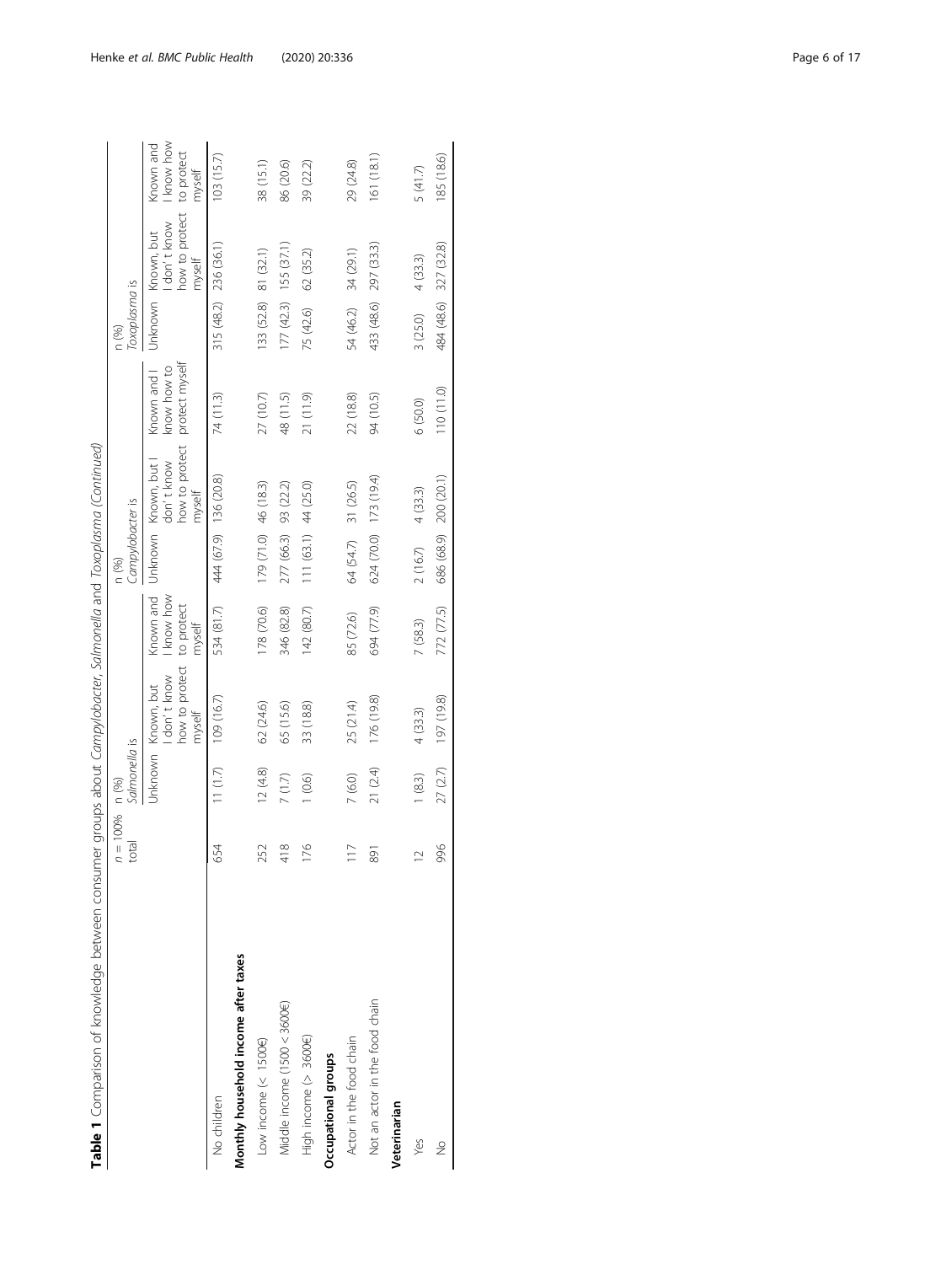**Table 1** Comparison of knowledge between consumer groups about *Campylobacter*, *Salmonella* and *Toxoplasma* (*Continued*)

| | n = 100% total | n (%) *Salmonella* is | | | n (%) *Campylobacter* is | | | n (%) *Toxoplasma* is | | |
|---|---|---|---|---|---|---|---|---|---|---|
| | | Unknown | Known, but I don't know how to protect myself | Known and I know how to protect myself | Unknown | Known, but I don't know how to protect myself | Known and I know how to protect myself | Unknown | Known, but I don't know how to protect myself | Known and I know how to protect myself |
| No children | 654 | 11 (1.7) | 109 (16.7) | 534 (81.7) | 444 (67.9) | 136 (20.8) | 74 (11.3) | 315 (48.2) | 236 (36.1) | 103 (15.7) |
| **Monthly household income after taxes** | | | | | | | | | | |
| Low income (< 1500€) | 252 | 12 (4.8) | 62 (24.6) | 178 (70.6) | 179 (71.0) | 46 (18.3) | 27 (10.7) | 133 (52.8) | 81 (32.1) | 38 (15.1) |
| Middle income (1500 < 3600€) | 418 | 7 (1.7) | 65 (15.6) | 346 (82.8) | 277 (66.3) | 93 (22.2) | 48 (11.5) | 177 (42.3) | 155 (37.1) | 86 (20.6) |
| High income (> 3600€) | 176 | 1 (0.6) | 33 (18.8) | 142 (80.7) | 111 (63.1) | 44 (25.0) | 21 (11.9) | 75 (42.6) | 62 (35.2) | 39 (22.2) |
| **Occupational groups** | | | | | | | | | | |
| Actor in the food chain | 117 | 7 (6.0) | 25 (21.4) | 85 (72.6) | 64 (54.7) | 31 (26.5) | 22 (18.8) | 54 (46.2) | 34 (29.1) | 29 (24.8) |
| Not an actor in the food chain | 891 | 21 (2.4) | 176 (19.8) | 694 (77.9) | 624 (70.0) | 173 (19.4) | 94 (10.5) | 433 (48.6) | 297 (33.3) | 161 (18.1) |
| **Veterinarian** | | | | | | | | | | |
| Yes | 12 | 1 (8.3) | 4 (33.3) | 7 (58.3) | 2 (16.7) | 4 (33.3) | 6 (50.0) | 3 (25.0) | 4 (33.3) | 5 (41.7) |
| No | 996 | 27 (2.7) | 197 (19.8) | 772 (77.5) | 686 (68.9) | 200 (20.1) | 110 (11.0) | 484 (48.6) | 327 (32.8) | 185 (18.6) |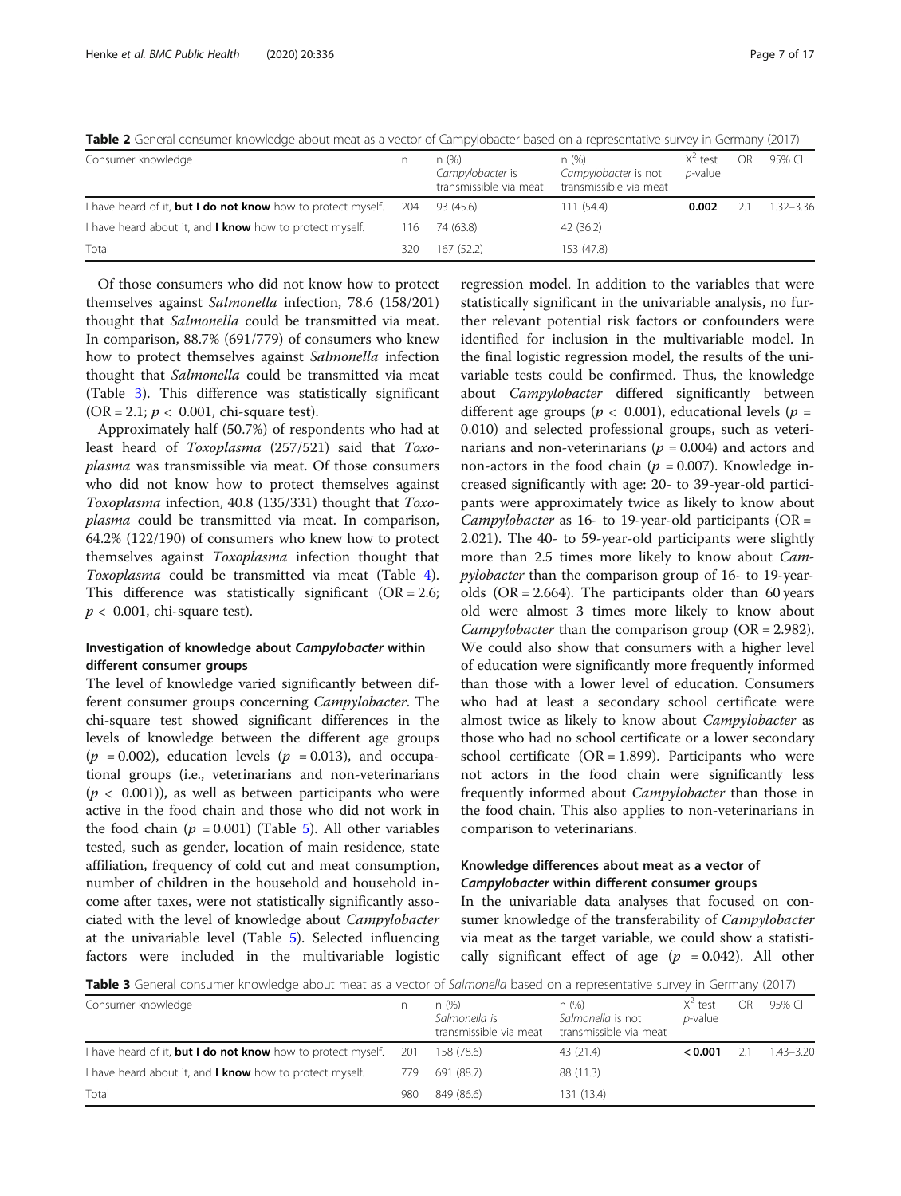**Table 2** General consumer knowledge about meat as a vector of Campylobacter based on a representative survey in Germany (2017)

| Consumer knowledge | n | n (%) *Campylobacter* is transmissible via meat | n (%) *Campylobacter* is not transmissible via meat | $X^2$ test *p*-value | OR | 95% CI |
|---|---|---|---|---|---|---|
| I have heard of it, **but I do not know** how to protect myself. | 204 | 93 (45.6) | 111 (54.4) | **0.002** | 2.1 | 1.32–3.36 |
| I have heard about it, and **I know** how to protect myself. | 116 | 74 (63.8) | 42 (36.2) | | | |
| Total | 320 | 167 (52.2) | 153 (47.8) | | | |

Of those consumers who did not know how to protect themselves against *Salmonella* infection, 78.6 (158/201) thought that *Salmonella* could be transmitted via meat. In comparison, 88.7% (691/779) of consumers who knew how to protect themselves against *Salmonella* infection thought that *Salmonella* could be transmitted via meat (Table 3). This difference was statistically significant (OR = 2.1; $p < 0.001$, chi-square test).

Approximately half (50.7%) of respondents who had at least heard of *Toxoplasma* (257/521) said that *Toxoplasma* was transmissible via meat. Of those consumers who did not know how to protect themselves against *Toxoplasma* infection, 40.8 (135/331) thought that *Toxoplasma* could be transmitted via meat. In comparison, 64.2% (122/190) of consumers who knew how to protect themselves against *Toxoplasma* infection thought that *Toxoplasma* could be transmitted via meat (Table 4). This difference was statistically significant (OR = 2.6; $p < 0.001$, chi-square test).

## Investigation of knowledge about *Campylobacter* within different consumer groups

The level of knowledge varied significantly between different consumer groups concerning *Campylobacter*. The chi-square test showed significant differences in the levels of knowledge between the different age groups ($p = 0.002$), education levels ($p = 0.013$), and occupational groups (i.e., veterinarians and non-veterinarians ($p < 0.001$)), as well as between participants who were active in the food chain and those who did not work in the food chain ($p = 0.001$) (Table 5). All other variables tested, such as gender, location of main residence, state affiliation, frequency of cold cut and meat consumption, number of children in the household and household income after taxes, were not statistically significantly associated with the level of knowledge about *Campylobacter* at the univariable level (Table 5). Selected influencing factors were included in the multivariable logistic regression model. In addition to the variables that were statistically significant in the univariable analysis, no further relevant potential risk factors or confounders were identified for inclusion in the multivariable model. In the final logistic regression model, the results of the univariable tests could be confirmed. Thus, the knowledge about *Campylobacter* differed significantly between different age groups ($p < 0.001$), educational levels ($p = 0.010$) and selected professional groups, such as veterinarians and non-veterinarians ($p = 0.004$) and actors and non-actors in the food chain ($p = 0.007$). Knowledge increased significantly with age: 20- to 39-year-old participants were approximately twice as likely to know about *Campylobacter* as 16- to 19-year-old participants (OR = 2.021). The 40- to 59-year-old participants were slightly more than 2.5 times more likely to know about *Campylobacter* than the comparison group of 16- to 19-year-olds (OR = 2.664). The participants older than 60 years old were almost 3 times more likely to know about *Campylobacter* than the comparison group (OR = 2.982). We could also show that consumers with a higher level of education were significantly more frequently informed than those with a lower level of education. Consumers who had at least a secondary school certificate were almost twice as likely to know about *Campylobacter* as those who had no school certificate or a lower secondary school certificate (OR = 1.899). Participants who were not actors in the food chain were significantly less frequently informed about *Campylobacter* than those in the food chain. This also applies to non-veterinarians in comparison to veterinarians.

## Knowledge differences about meat as a vector of *Campylobacter* within different consumer groups

In the univariable data analyses that focused on consumer knowledge of the transferability of *Campylobacter* via meat as the target variable, we could show a statistically significant effect of age ($p = 0.042$). All other

**Table 3** General consumer knowledge about meat as a vector of *Salmonella* based on a representative survey in Germany (2017)

| Consumer knowledge | n | n (%) *Salmonella* is transmissible via meat | n (%) *Salmonella* is not transmissible via meat | $X^2$ test *p*-value | OR | 95% CI |
|---|---|---|---|---|---|---|
| I have heard of it, **but I do not know** how to protect myself. | 201 | 158 (78.6) | 43 (21.4) | **< 0.001** | 2.1 | 1.43–3.20 |
| I have heard about it, and **I know** how to protect myself. | 779 | 691 (88.7) | 88 (11.3) | | | |
| Total | 980 | 849 (86.6) | 131 (13.4) | | | |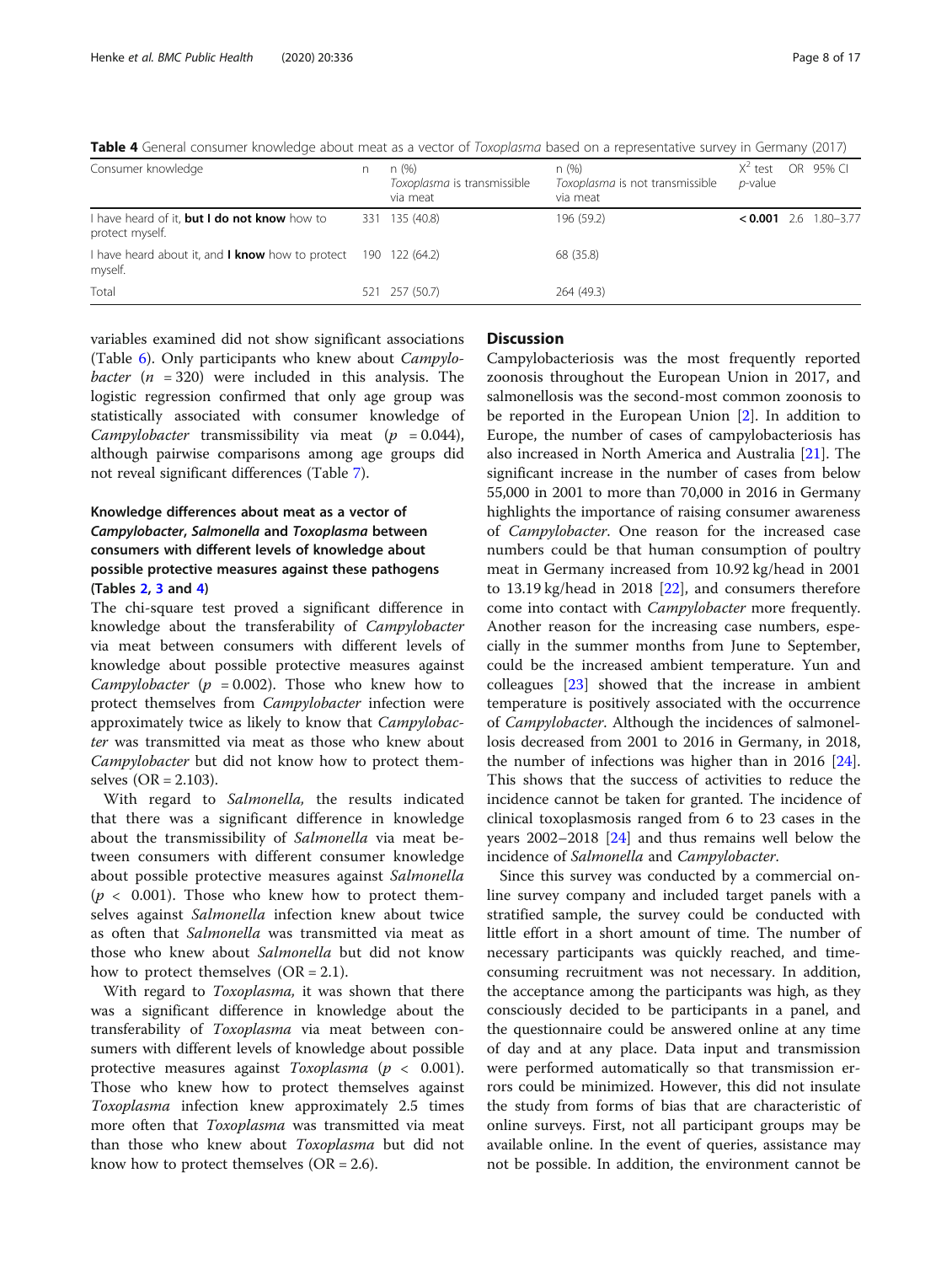**Table 4** General consumer knowledge about meat as a vector of *Toxoplasma* based on a representative survey in Germany (2017)

| Consumer knowledge | n | n (%) *Toxoplasma* is transmissible via meat | n (%) *Toxoplasma* is not transmissible via meat | $X^2$ test *p*-value | OR | 95% CI |
|---|---|---|---|---|---|---|
| I have heard of it, **but I do not know** how to protect myself. | 331 | 135 (40.8) | 196 (59.2) | **< 0.001** | 2.6 | 1.80–3.77 |
| I have heard about it, and **I know** how to protect myself. | 190 | 122 (64.2) | 68 (35.8) | | | |
| Total | 521 | 257 (50.7) | 264 (49.3) | | | |

variables examined did not show significant associations (Table 6). Only participants who knew about *Campylobacter* ($n$ = 320) were included in this analysis. The logistic regression confirmed that only age group was statistically associated with consumer knowledge of *Campylobacter* transmissibility via meat ($p$ = 0.044), although pairwise comparisons among age groups did not reveal significant differences (Table 7).

### Knowledge differences about meat as a vector of *Campylobacter*, *Salmonella* and *Toxoplasma* between consumers with different levels of knowledge about possible protective measures against these pathogens (Tables 2, 3 and 4)

The chi-square test proved a significant difference in knowledge about the transferability of *Campylobacter* via meat between consumers with different levels of knowledge about possible protective measures against *Campylobacter* ($p$ = 0.002). Those who knew how to protect themselves from *Campylobacter* infection were approximately twice as likely to know that *Campylobacter* was transmitted via meat as those who knew about *Campylobacter* but did not know how to protect themselves (OR = 2.103).

With regard to *Salmonella,* the results indicated that there was a significant difference in knowledge about the transmissibility of *Salmonella* via meat between consumers with different consumer knowledge about possible protective measures against *Salmonella* ($p <$ 0.001). Those who knew how to protect themselves against *Salmonella* infection knew about twice as often that *Salmonella* was transmitted via meat as those who knew about *Salmonella* but did not know how to protect themselves (OR = 2.1).

With regard to *Toxoplasma,* it was shown that there was a significant difference in knowledge about the transferability of *Toxoplasma* via meat between consumers with different levels of knowledge about possible protective measures against *Toxoplasma* ($p <$ 0.001). Those who knew how to protect themselves against *Toxoplasma* infection knew approximately 2.5 times more often that *Toxoplasma* was transmitted via meat than those who knew about *Toxoplasma* but did not know how to protect themselves (OR = 2.6).

## Discussion

Campylobacteriosis was the most frequently reported zoonosis throughout the European Union in 2017, and salmonellosis was the second-most common zoonosis to be reported in the European Union [2]. In addition to Europe, the number of cases of campylobacteriosis has also increased in North America and Australia [21]. The significant increase in the number of cases from below 55,000 in 2001 to more than 70,000 in 2016 in Germany highlights the importance of raising consumer awareness of *Campylobacter*. One reason for the increased case numbers could be that human consumption of poultry meat in Germany increased from 10.92 kg/head in 2001 to 13.19 kg/head in 2018 [22], and consumers therefore come into contact with *Campylobacter* more frequently. Another reason for the increasing case numbers, especially in the summer months from June to September, could be the increased ambient temperature. Yun and colleagues [23] showed that the increase in ambient temperature is positively associated with the occurrence of *Campylobacter*. Although the incidences of salmonellosis decreased from 2001 to 2016 in Germany, in 2018, the number of infections was higher than in 2016 [24]. This shows that the success of activities to reduce the incidence cannot be taken for granted. The incidence of clinical toxoplasmosis ranged from 6 to 23 cases in the years 2002–2018 [24] and thus remains well below the incidence of *Salmonella* and *Campylobacter*.

Since this survey was conducted by a commercial online survey company and included target panels with a stratified sample, the survey could be conducted with little effort in a short amount of time. The number of necessary participants was quickly reached, and time-consuming recruitment was not necessary. In addition, the acceptance among the participants was high, as they consciously decided to be participants in a panel, and the questionnaire could be answered online at any time of day and at any place. Data input and transmission were performed automatically so that transmission errors could be minimized. However, this did not insulate the study from forms of bias that are characteristic of online surveys. First, not all participant groups may be available online. In the event of queries, assistance may not be possible. In addition, the environment cannot be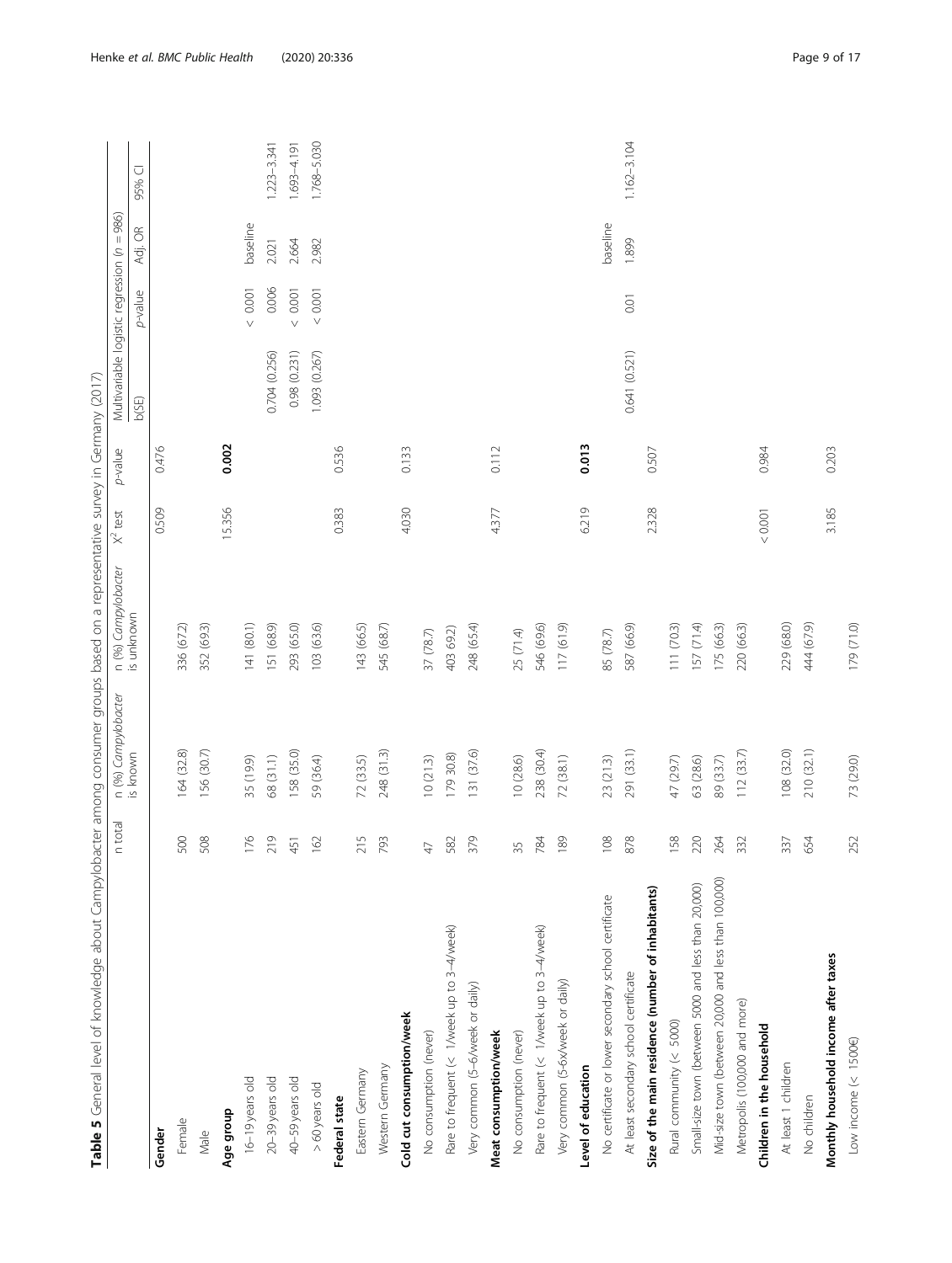**Table 5** General level of knowledge about Campylobacter among consumer groups based on a representative survey in Germany (2017)

| | n total | n (%) *Campylobacter* is known | n (%) *Campylobacter* is unknown | $X^2$ test | *p*-value | Multivariable logistic regression (*n* = 986) | | | |
|---|---|---|---|---|---|---|---|---|---|
| | | | | | | b(SE) | *p*-value | Adj. OR | 95% CI |
| **Gender** | | | | 0.509 | 0.476 | | | | |
| Female | 500 | 164 (32.8) | 336 (67.2) | | | | | | |
| Male | 508 | 156 (30.7) | 352 (69.3) | | | | | | |
| **Age group** | | | | 15.356 | **0.002** | | | | |
| 16–19 years old | 176 | 35 (19.9) | 141 (80.1) | | | | < 0.001 | baseline | |
| 20–39 years old | 219 | 68 (31.1) | 151 (68.9) | | | 0.704 (0.256) | 0.006 | 2.021 | 1.223–3.341 |
| 40–59 years old | 451 | 158 (35.0) | 293 (65.0) | | | 0.98 (0.231) | < 0.001 | 2.664 | 1.693–4.191 |
| > 60 years old | 162 | 59 (36.4) | 103 (63.6) | | | 1.093 (0.267) | < 0.001 | 2.982 | 1.768–5.030 |
| **Federal state** | | | | 0.383 | 0.536 | | | | |
| Eastern Germany | 215 | 72 (33.5) | 143 (66.5) | | | | | | |
| Western Germany | 793 | 248 (31.3) | 545 (68.7) | | | | | | |
| **Cold cut consumption/week** | | | | 4.030 | 0.133 | | | | |
| No consumption (never) | 47 | 10 (21.3) | 37 (78.7) | | | | | | |
| Rare to frequent (< 1/week up to 3–4/week) | 582 | 179 30.8) | 403 (69.2) | | | | | | |
| Very common (5–6/week or daily) | 379 | 131 (37.6) | 248 (65.4) | | | | | | |
| **Meat consumption/week** | | | | 4.377 | 0.112 | | | | |
| No consumption (never) | 35 | 10 (28.6) | 25 (71.4) | | | | | | |
| Rare to frequent (< 1/week up to 3–4/week) | 784 | 238 (30.4) | 546 (69.6) | | | | | | |
| Very common (5-6x/week or daily) | 189 | 72 (38.1) | 117 (61.9) | | | | | | |
| **Level of education** | | | | 6.219 | **0.013** | | | | |
| No certificate or lower secondary school certificate | 108 | 23 (21.3) | 85 (78.7) | | | | | baseline | |
| At least secondary school certificate | 878 | 291 (33.1) | 587 (66.9) | | | 0.641 (0.521) | 0.01 | 1.899 | 1.162–3.104 |
| **Size of the main residence (number of inhabitants)** | | | | 2.328 | 0.507 | | | | |
| Rural community (< 5000) | 158 | 47 (29.7) | 111 (70.3) | | | | | | |
| Small-size town (between 5000 and less than 20,000) | 220 | 63 (28.6) | 157 (71.4) | | | | | | |
| Mid-size town (between 20,000 and less than 100,000) | 264 | 89 (33.7) | 175 (66.3) | | | | | | |
| Metropolis (100,000 and more) | 332 | 112 (33.7) | 220 (66.3) | | | | | | |
| **Children in the household** | | | | < 0.001 | 0.984 | | | | |
| At least 1 children | 337 | 108 (32.0) | 229 (68.0) | | | | | | |
| No children | 654 | 210 (32.1) | 444 (67.9) | | | | | | |
| **Monthly household income after taxes** | | | | 3.185 | 0.203 | | | | |
| Low income (< 1500€) | 252 | 73 (29.0) | 179 (71.0) | | | | | | |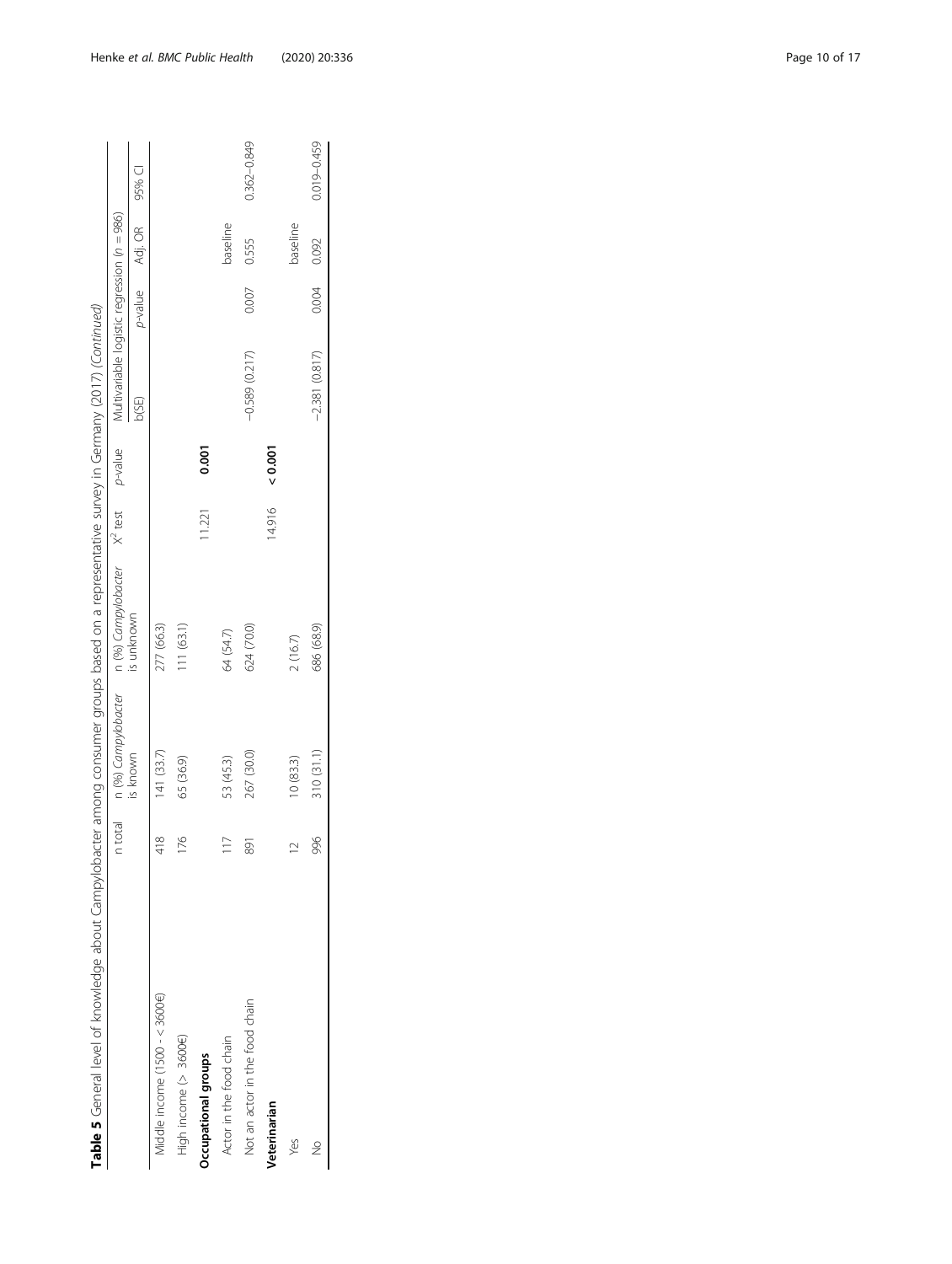**Table 5** General level of knowledge about Campylobacter among consumer groups based on a representative survey in Germany (2017) *(Continued)*

| | n total | n (%) *Campylobacter* is known | n (%) *Campylobacter* is unknown | $X^2$ test | *p*-value | Multivariable logistic regression (*n* = 986) | | | |
|---|---|---|---|---|---|---|---|---|---|
| | | | | | | b(SE) | *p*-value | Adj. OR | 95% CI |
| Middle income (1500 - < 3600€) | 418 | 141 (33.7) | 277 (66.3) | | | | | | |
| High income (> 3600€) | 176 | 65 (36.9) | 111 (63.1) | | | | | | |
| **Occupational groups** | | | | 11.221 | **0.001** | | | | |
| Actor in the food chain | 117 | 53 (45.3) | 64 (54.7) | | | | | baseline | |
| Not an actor in the food chain | 891 | 267 (30.0) | 624 (70.0) | | | −0.589 (0.217) | 0.007 | 0.555 | 0.362–0.849 |
| **Veterinarian** | | | | 14.916 | **< 0.001** | | | | |
| Yes | 12 | 10 (83.3) | 2 (16.7) | | | | | baseline | |
| No | 996 | 310 (31.1) | 686 (68.9) | | | −2.381 (0.817) | 0.004 | 0.092 | 0.019–0.459 |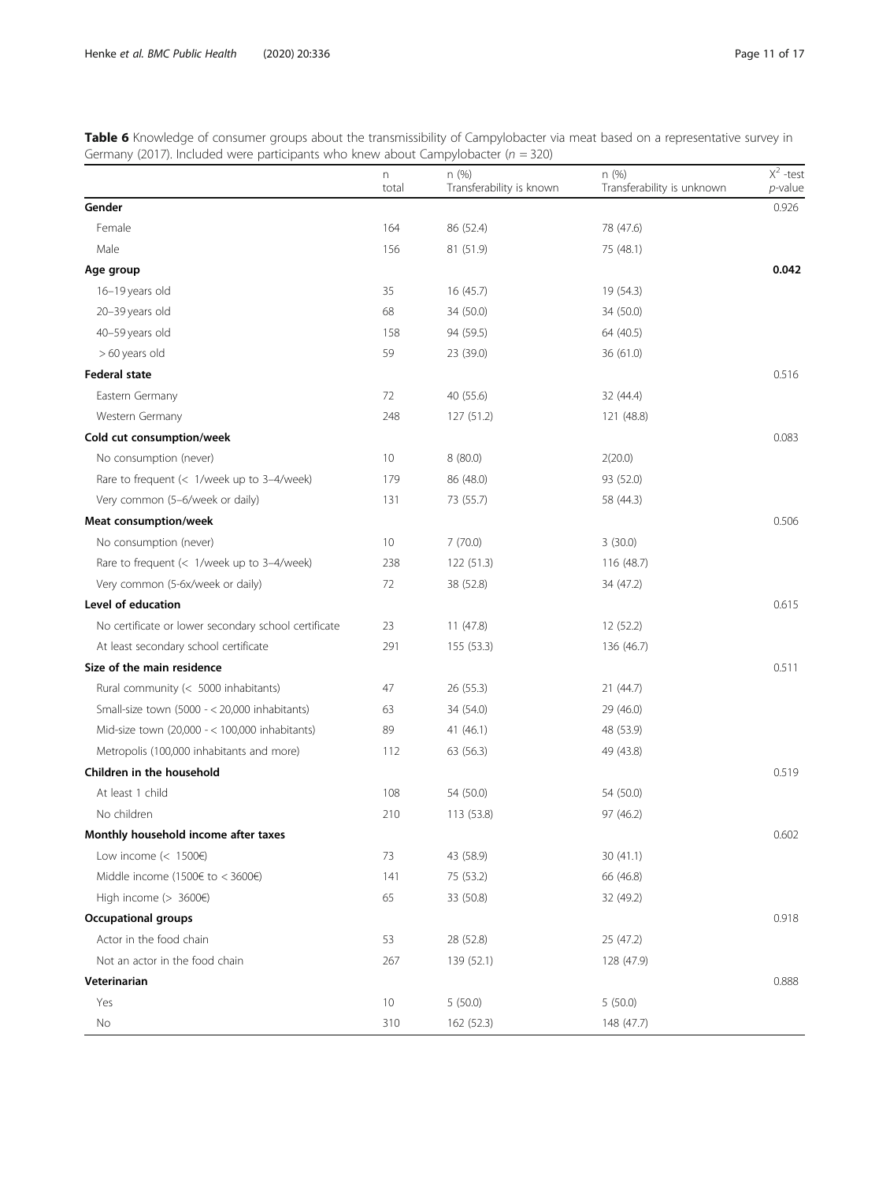**Table 6** Knowledge of consumer groups about the transmissibility of Campylobacter via meat based on a representative survey in Germany (2017). Included were participants who knew about Campylobacter ($n = 320$)

| | n total | n (%) Transferability is known | n (%) Transferability is unknown | $X^2$ -test *p*-value |
|---|---|---|---|---|
| **Gender** | | | | 0.926 |
| Female | 164 | 86 (52.4) | 78 (47.6) | |
| Male | 156 | 81 (51.9) | 75 (48.1) | |
| **Age group** | | | | **0.042** |
| 16–19 years old | 35 | 16 (45.7) | 19 (54.3) | |
| 20–39 years old | 68 | 34 (50.0) | 34 (50.0) | |
| 40–59 years old | 158 | 94 (59.5) | 64 (40.5) | |
| > 60 years old | 59 | 23 (39.0) | 36 (61.0) | |
| **Federal state** | | | | 0.516 |
| Eastern Germany | 72 | 40 (55.6) | 32 (44.4) | |
| Western Germany | 248 | 127 (51.2) | 121 (48.8) | |
| **Cold cut consumption/week** | | | | 0.083 |
| No consumption (never) | 10 | 8 (80.0) | 2(20.0) | |
| Rare to frequent (< 1/week up to 3–4/week) | 179 | 86 (48.0) | 93 (52.0) | |
| Very common (5–6/week or daily) | 131 | 73 (55.7) | 58 (44.3) | |
| **Meat consumption/week** | | | | 0.506 |
| No consumption (never) | 10 | 7 (70.0) | 3 (30.0) | |
| Rare to frequent (< 1/week up to 3–4/week) | 238 | 122 (51.3) | 116 (48.7) | |
| Very common (5-6x/week or daily) | 72 | 38 (52.8) | 34 (47.2) | |
| **Level of education** | | | | 0.615 |
| No certificate or lower secondary school certificate | 23 | 11 (47.8) | 12 (52.2) | |
| At least secondary school certificate | 291 | 155 (53.3) | 136 (46.7) | |
| **Size of the main residence** | | | | 0.511 |
| Rural community (< 5000 inhabitants) | 47 | 26 (55.3) | 21 (44.7) | |
| Small-size town (5000 - < 20,000 inhabitants) | 63 | 34 (54.0) | 29 (46.0) | |
| Mid-size town (20,000 - < 100,000 inhabitants) | 89 | 41 (46.1) | 48 (53.9) | |
| Metropolis (100,000 inhabitants and more) | 112 | 63 (56.3) | 49 (43.8) | |
| **Children in the household** | | | | 0.519 |
| At least 1 child | 108 | 54 (50.0) | 54 (50.0) | |
| No children | 210 | 113 (53.8) | 97 (46.2) | |
| **Monthly household income after taxes** | | | | 0.602 |
| Low income (< 1500€) | 73 | 43 (58.9) | 30 (41.1) | |
| Middle income (1500€ to < 3600€) | 141 | 75 (53.2) | 66 (46.8) | |
| High income (> 3600€) | 65 | 33 (50.8) | 32 (49.2) | |
| **Occupational groups** | | | | 0.918 |
| Actor in the food chain | 53 | 28 (52.8) | 25 (47.2) | |
| Not an actor in the food chain | 267 | 139 (52.1) | 128 (47.9) | |
| **Veterinarian** | | | | 0.888 |
| Yes | 10 | 5 (50.0) | 5 (50.0) | |
| No | 310 | 162 (52.3) | 148 (47.7) | |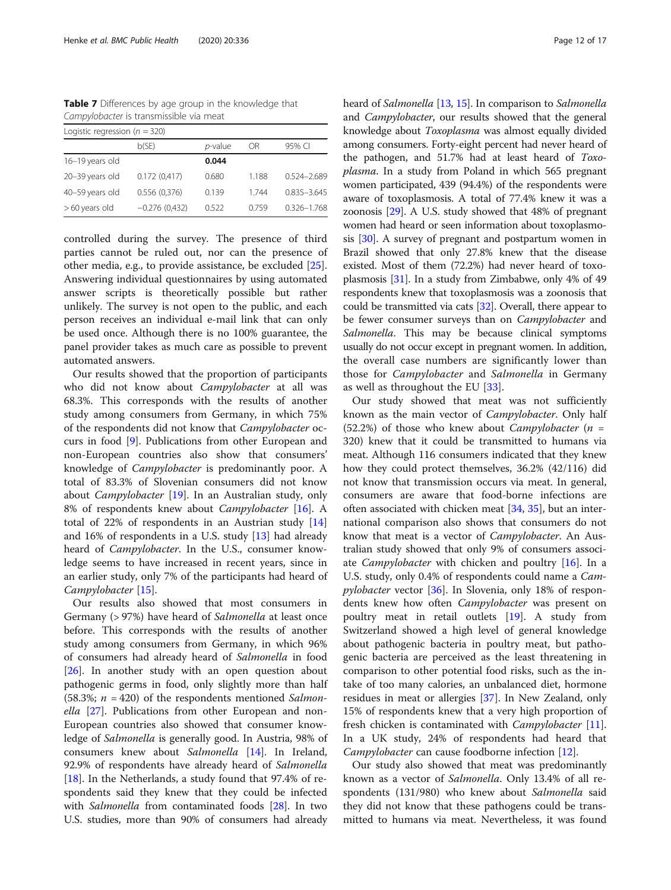**Table 7** Differences by age group in the knowledge that *Campylobacter* is transmissible via meat

| Logistic regression (n = 320) | | | | |
|---|---|---|---|---|
| | b(SE) | p-value | OR | 95% CI |
| 16–19 years old | | **0.044** | | |
| 20–39 years old | 0.172 (0,417) | 0.680 | 1.188 | 0.524–2.689 |
| 40–59 years old | 0.556 (0,376) | 0.139 | 1.744 | 0.835–3.645 |
| > 60 years old | −0.276 (0,432) | 0.522 | 0.759 | 0.326–1.768 |

controlled during the survey. The presence of third parties cannot be ruled out, nor can the presence of other media, e.g., to provide assistance, be excluded [25]. Answering individual questionnaires by using automated answer scripts is theoretically possible but rather unlikely. The survey is not open to the public, and each person receives an individual e-mail link that can only be used once. Although there is no 100% guarantee, the panel provider takes as much care as possible to prevent automated answers.

Our results showed that the proportion of participants who did not know about *Campylobacter* at all was 68.3%. This corresponds with the results of another study among consumers from Germany, in which 75% of the respondents did not know that *Campylobacter* occurs in food [9]. Publications from other European and non-European countries also show that consumers' knowledge of *Campylobacter* is predominantly poor. A total of 83.3% of Slovenian consumers did not know about *Campylobacter* [19]. In an Australian study, only 8% of respondents knew about *Campylobacter* [16]. A total of 22% of respondents in an Austrian study [14] and 16% of respondents in a U.S. study [13] had already heard of *Campylobacter*. In the U.S., consumer knowledge seems to have increased in recent years, since in an earlier study, only 7% of the participants had heard of *Campylobacter* [15].

Our results also showed that most consumers in Germany (> 97%) have heard of *Salmonella* at least once before. This corresponds with the results of another study among consumers from Germany, in which 96% of consumers had already heard of *Salmonella* in food [26]. In another study with an open question about pathogenic germs in food, only slightly more than half (58.3%; n = 420) of the respondents mentioned *Salmonella* [27]. Publications from other European and non-European countries also showed that consumer knowledge of *Salmonella* is generally good. In Austria, 98% of consumers knew about *Salmonella* [14]. In Ireland, 92.9% of respondents have already heard of *Salmonella* [18]. In the Netherlands, a study found that 97.4% of respondents said they knew that they could be infected with *Salmonella* from contaminated foods [28]. In two U.S. studies, more than 90% of consumers had already heard of *Salmonella* [13, 15]. In comparison to *Salmonella* and *Campylobacter*, our results showed that the general knowledge about *Toxoplasma* was almost equally divided among consumers. Forty-eight percent had never heard of the pathogen, and 51.7% had at least heard of *Toxoplasma*. In a study from Poland in which 565 pregnant women participated, 439 (94.4%) of the respondents were aware of toxoplasmosis. A total of 77.4% knew it was a zoonosis [29]. A U.S. study showed that 48% of pregnant women had heard or seen information about toxoplasmosis [30]. A survey of pregnant and postpartum women in Brazil showed that only 27.8% knew that the disease existed. Most of them (72.2%) had never heard of toxoplasmosis [31]. In a study from Zimbabwe, only 4% of 49 respondents knew that toxoplasmosis was a zoonosis that could be transmitted via cats [32]. Overall, there appear to be fewer consumer surveys than on *Campylobacter* and *Salmonella*. This may be because clinical symptoms usually do not occur except in pregnant women. In addition, the overall case numbers are significantly lower than those for *Campylobacter* and *Salmonella* in Germany as well as throughout the EU [33].

Our study showed that meat was not sufficiently known as the main vector of *Campylobacter*. Only half (52.2%) of those who knew about *Campylobacter* (n = 320) knew that it could be transmitted to humans via meat. Although 116 consumers indicated that they knew how they could protect themselves, 36.2% (42/116) did not know that transmission occurs via meat. In general, consumers are aware that food-borne infections are often associated with chicken meat [34, 35], but an international comparison also shows that consumers do not know that meat is a vector of *Campylobacter*. An Australian study showed that only 9% of consumers associate *Campylobacter* with chicken and poultry [16]. In a U.S. study, only 0.4% of respondents could name a *Campylobacter* vector [36]. In Slovenia, only 18% of respondents knew how often *Campylobacter* was present on poultry meat in retail outlets [19]. A study from Switzerland showed a high level of general knowledge about pathogenic bacteria in poultry meat, but pathogenic bacteria are perceived as the least threatening in comparison to other potential food risks, such as the intake of too many calories, an unbalanced diet, hormone residues in meat or allergies [37]. In New Zealand, only 15% of respondents knew that a very high proportion of fresh chicken is contaminated with *Campylobacter* [11]. In a UK study, 24% of respondents had heard that *Campylobacter* can cause foodborne infection [12].

Our study also showed that meat was predominantly known as a vector of *Salmonella*. Only 13.4% of all respondents (131/980) who knew about *Salmonella* said they did not know that these pathogens could be transmitted to humans via meat. Nevertheless, it was found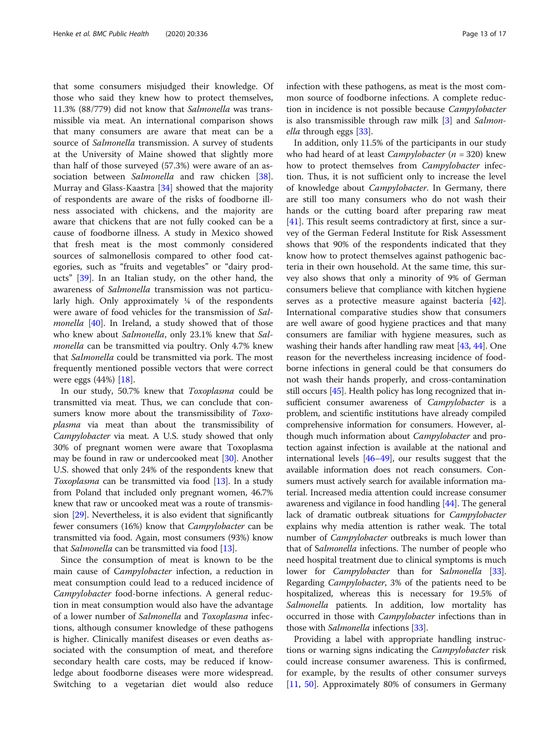that some consumers misjudged their knowledge. Of those who said they knew how to protect themselves, 11.3% (88/779) did not know that *Salmonella* was transmissible via meat. An international comparison shows that many consumers are aware that meat can be a source of *Salmonella* transmission. A survey of students at the University of Maine showed that slightly more than half of those surveyed (57.3%) were aware of an association between *Salmonella* and raw chicken [38]. Murray and Glass-Kaastra [34] showed that the majority of respondents are aware of the risks of foodborne illness associated with chickens, and the majority are aware that chickens that are not fully cooked can be a cause of foodborne illness. A study in Mexico showed that fresh meat is the most commonly considered sources of salmonellosis compared to other food categories, such as "fruits and vegetables" or "dairy products" [39]. In an Italian study, on the other hand, the awareness of *Salmonella* transmission was not particularly high. Only approximately ¼ of the respondents were aware of food vehicles for the transmission of *Salmonella* [40]. In Ireland, a study showed that of those who knew about *Salmonella*, only 23.1% knew that *Salmonella* can be transmitted via poultry. Only 4.7% knew that *Salmonella* could be transmitted via pork. The most frequently mentioned possible vectors that were correct were eggs (44%) [18].

In our study, 50.7% knew that *Toxoplasma* could be transmitted via meat. Thus, we can conclude that consumers know more about the transmissibility of *Toxoplasma* via meat than about the transmissibility of *Campylobacter* via meat. A U.S. study showed that only 30% of pregnant women were aware that Toxoplasma may be found in raw or undercooked meat [30]. Another U.S. showed that only 24% of the respondents knew that *Toxoplasma* can be transmitted via food [13]. In a study from Poland that included only pregnant women, 46.7% knew that raw or uncooked meat was a route of transmission [29]. Nevertheless, it is also evident that significantly fewer consumers (16%) know that *Campylobacter* can be transmitted via food. Again, most consumers (93%) know that *Salmonella* can be transmitted via food [13].

Since the consumption of meat is known to be the main cause of *Campylobacter* infection, a reduction in meat consumption could lead to a reduced incidence of *Campylobacter* food-borne infections. A general reduction in meat consumption would also have the advantage of a lower number of *Salmonella* and *Toxoplasma* infections, although consumer knowledge of these pathogens is higher. Clinically manifest diseases or even deaths associated with the consumption of meat, and therefore secondary health care costs, may be reduced if knowledge about foodborne diseases were more widespread. Switching to a vegetarian diet would also reduce infection with these pathogens, as meat is the most common source of foodborne infections. A complete reduction in incidence is not possible because *Campylobacter* is also transmissible through raw milk [3] and *Salmonella* through eggs [33].

In addition, only 11.5% of the participants in our study who had heard of at least *Campylobacter* ($n$ = 320) knew how to protect themselves from *Campylobacter* infection. Thus, it is not sufficient only to increase the level of knowledge about *Campylobacter*. In Germany, there are still too many consumers who do not wash their hands or the cutting board after preparing raw meat [41]. This result seems contradictory at first, since a survey of the German Federal Institute for Risk Assessment shows that 90% of the respondents indicated that they know how to protect themselves against pathogenic bacteria in their own household. At the same time, this survey also shows that only a minority of 9% of German consumers believe that compliance with kitchen hygiene serves as a protective measure against bacteria [42]. International comparative studies show that consumers are well aware of good hygiene practices and that many consumers are familiar with hygiene measures, such as washing their hands after handling raw meat [43, 44]. One reason for the nevertheless increasing incidence of foodborne infections in general could be that consumers do not wash their hands properly, and cross-contamination still occurs [45]. Health policy has long recognized that insufficient consumer awareness of *Campylobacter* is a problem, and scientific institutions have already compiled comprehensive information for consumers. However, although much information about *Campylobacter* and protection against infection is available at the national and international levels [46–49], our results suggest that the available information does not reach consumers. Consumers must actively search for available information material. Increased media attention could increase consumer awareness and vigilance in food handling [44]. The general lack of dramatic outbreak situations for *Campylobacter* explains why media attention is rather weak. The total number of *Campylobacter* outbreaks is much lower than that of *Salmonella* infections. The number of people who need hospital treatment due to clinical symptoms is much lower for *Campylobacter* than for *Salmonella* [33]. Regarding *Campylobacter*, 3% of the patients need to be hospitalized, whereas this is necessary for 19.5% of *Salmonella* patients. In addition, low mortality has occurred in those with *Campylobacter* infections than in those with *Salmonella* infections [33].

Providing a label with appropriate handling instructions or warning signs indicating the *Campylobacter* risk could increase consumer awareness. This is confirmed, for example, by the results of other consumer surveys [11, 50]. Approximately 80% of consumers in Germany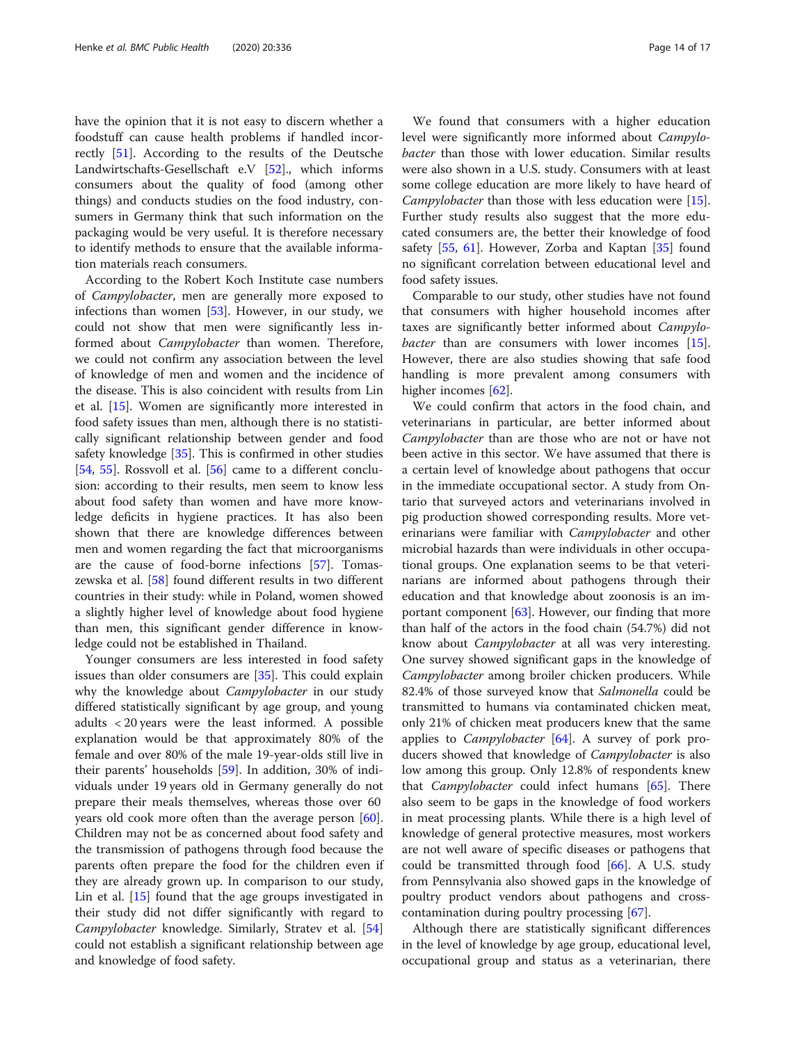have the opinion that it is not easy to discern whether a foodstuff can cause health problems if handled incorrectly [51]. According to the results of the Deutsche Landwirtschafts-Gesellschaft e.V [52]., which informs consumers about the quality of food (among other things) and conducts studies on the food industry, consumers in Germany think that such information on the packaging would be very useful. It is therefore necessary to identify methods to ensure that the available information materials reach consumers.

According to the Robert Koch Institute case numbers of *Campylobacter*, men are generally more exposed to infections than women [53]. However, in our study, we could not show that men were significantly less informed about *Campylobacter* than women. Therefore, we could not confirm any association between the level of knowledge of men and women and the incidence of the disease. This is also coincident with results from Lin et al. [15]. Women are significantly more interested in food safety issues than men, although there is no statistically significant relationship between gender and food safety knowledge [35]. This is confirmed in other studies [54, 55]. Rossvoll et al. [56] came to a different conclusion: according to their results, men seem to know less about food safety than women and have more knowledge deficits in hygiene practices. It has also been shown that there are knowledge differences between men and women regarding the fact that microorganisms are the cause of food-borne infections [57]. Tomaszewska et al. [58] found different results in two different countries in their study: while in Poland, women showed a slightly higher level of knowledge about food hygiene than men, this significant gender difference in knowledge could not be established in Thailand.

Younger consumers are less interested in food safety issues than older consumers are [35]. This could explain why the knowledge about *Campylobacter* in our study differed statistically significant by age group, and young adults < 20 years were the least informed. A possible explanation would be that approximately 80% of the female and over 80% of the male 19-year-olds still live in their parents' households [59]. In addition, 30% of individuals under 19 years old in Germany generally do not prepare their meals themselves, whereas those over 60 years old cook more often than the average person [60]. Children may not be as concerned about food safety and the transmission of pathogens through food because the parents often prepare the food for the children even if they are already grown up. In comparison to our study, Lin et al. [15] found that the age groups investigated in their study did not differ significantly with regard to *Campylobacter* knowledge. Similarly, Stratev et al. [54] could not establish a significant relationship between age and knowledge of food safety.

We found that consumers with a higher education level were significantly more informed about *Campylobacter* than those with lower education. Similar results were also shown in a U.S. study. Consumers with at least some college education are more likely to have heard of *Campylobacter* than those with less education were [15]. Further study results also suggest that the more educated consumers are, the better their knowledge of food safety [55, 61]. However, Zorba and Kaptan [35] found no significant correlation between educational level and food safety issues.

Comparable to our study, other studies have not found that consumers with higher household incomes after taxes are significantly better informed about *Campylobacter* than are consumers with lower incomes [15]. However, there are also studies showing that safe food handling is more prevalent among consumers with higher incomes [62].

We could confirm that actors in the food chain, and veterinarians in particular, are better informed about *Campylobacter* than are those who are not or have not been active in this sector. We have assumed that there is a certain level of knowledge about pathogens that occur in the immediate occupational sector. A study from Ontario that surveyed actors and veterinarians involved in pig production showed corresponding results. More veterinarians were familiar with *Campylobacter* and other microbial hazards than were individuals in other occupational groups. One explanation seems to be that veterinarians are informed about pathogens through their education and that knowledge about zoonosis is an important component [63]. However, our finding that more than half of the actors in the food chain (54.7%) did not know about *Campylobacter* at all was very interesting. One survey showed significant gaps in the knowledge of *Campylobacter* among broiler chicken producers. While 82.4% of those surveyed know that *Salmonella* could be transmitted to humans via contaminated chicken meat, only 21% of chicken meat producers knew that the same applies to *Campylobacter* [64]. A survey of pork producers showed that knowledge of *Campylobacter* is also low among this group. Only 12.8% of respondents knew that *Campylobacter* could infect humans [65]. There also seem to be gaps in the knowledge of food workers in meat processing plants. While there is a high level of knowledge of general protective measures, most workers are not well aware of specific diseases or pathogens that could be transmitted through food [66]. A U.S. study from Pennsylvania also showed gaps in the knowledge of poultry product vendors about pathogens and cross-contamination during poultry processing [67].

Although there are statistically significant differences in the level of knowledge by age group, educational level, occupational group and status as a veterinarian, there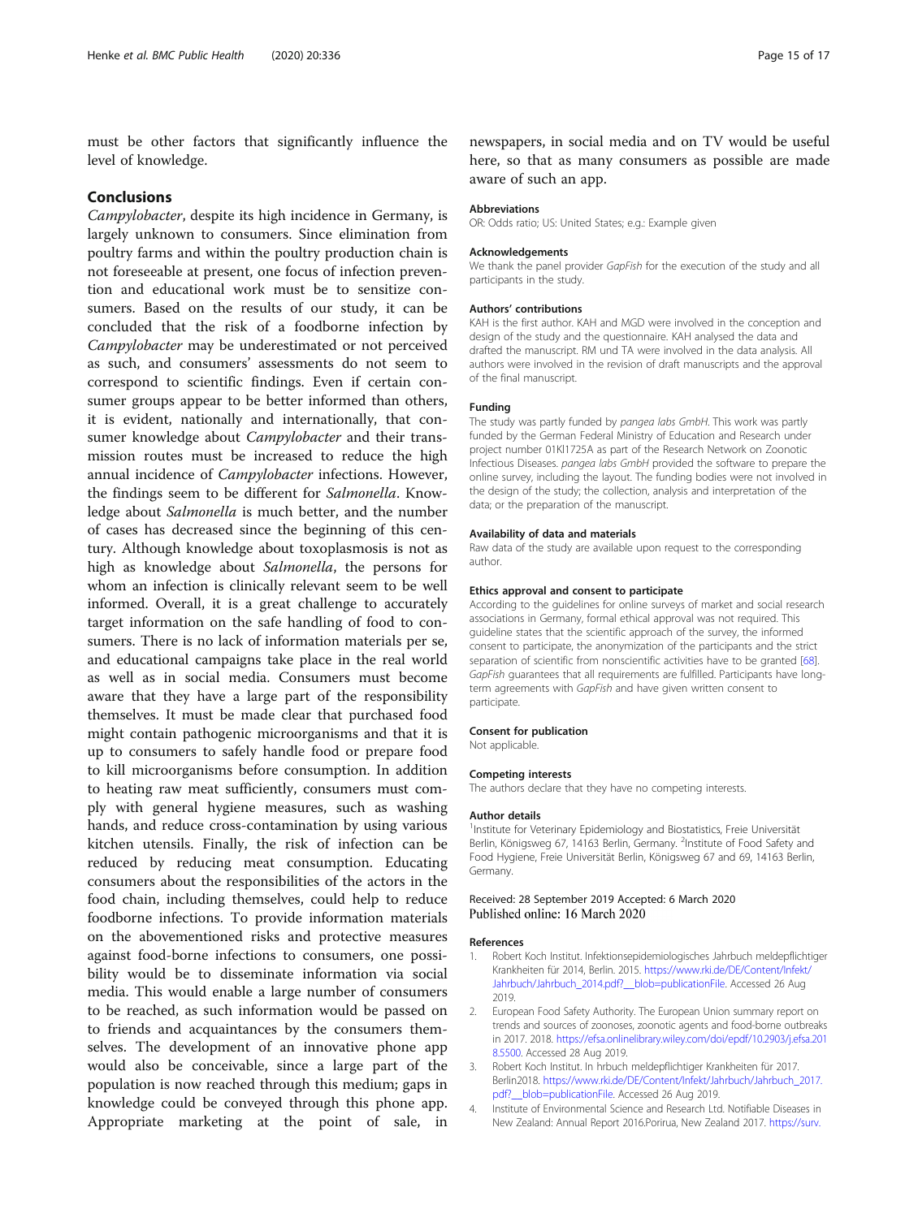must be other factors that significantly influence the level of knowledge.

## Conclusions

*Campylobacter*, despite its high incidence in Germany, is largely unknown to consumers. Since elimination from poultry farms and within the poultry production chain is not foreseeable at present, one focus of infection prevention and educational work must be to sensitize consumers. Based on the results of our study, it can be concluded that the risk of a foodborne infection by *Campylobacter* may be underestimated or not perceived as such, and consumers' assessments do not seem to correspond to scientific findings. Even if certain consumer groups appear to be better informed than others, it is evident, nationally and internationally, that consumer knowledge about *Campylobacter* and their transmission routes must be increased to reduce the high annual incidence of *Campylobacter* infections. However, the findings seem to be different for *Salmonella*. Knowledge about *Salmonella* is much better, and the number of cases has decreased since the beginning of this century. Although knowledge about toxoplasmosis is not as high as knowledge about *Salmonella*, the persons for whom an infection is clinically relevant seem to be well informed. Overall, it is a great challenge to accurately target information on the safe handling of food to consumers. There is no lack of information materials per se, and educational campaigns take place in the real world as well as in social media. Consumers must become aware that they have a large part of the responsibility themselves. It must be made clear that purchased food might contain pathogenic microorganisms and that it is up to consumers to safely handle food or prepare food to kill microorganisms before consumption. In addition to heating raw meat sufficiently, consumers must comply with general hygiene measures, such as washing hands, and reduce cross-contamination by using various kitchen utensils. Finally, the risk of infection can be reduced by reducing meat consumption. Educating consumers about the responsibilities of the actors in the food chain, including themselves, could help to reduce foodborne infections. To provide information materials on the abovementioned risks and protective measures against food-borne infections to consumers, one possibility would be to disseminate information via social media. This would enable a large number of consumers to be reached, as such information would be passed on to friends and acquaintances by the consumers themselves. The development of an innovative phone app would also be conceivable, since a large part of the population is now reached through this medium; gaps in knowledge could be conveyed through this phone app. Appropriate marketing at the point of sale, in newspapers, in social media and on TV would be useful here, so that as many consumers as possible are made aware of such an app.

#### Abbreviations

OR: Odds ratio; US: United States; e.g.: Example given

#### Acknowledgements

We thank the panel provider *GapFish* for the execution of the study and all participants in the study.

#### Authors' contributions

KAH is the first author. KAH and MGD were involved in the conception and design of the study and the questionnaire. KAH analysed the data and drafted the manuscript. RM und TA were involved in the data analysis. All authors were involved in the revision of draft manuscripts and the approval of the final manuscript.

#### Funding

The study was partly funded by *pangea labs GmbH*. This work was partly funded by the German Federal Ministry of Education and Research under project number 01KI1725A as part of the Research Network on Zoonotic Infectious Diseases. *pangea labs GmbH* provided the software to prepare the online survey, including the layout. The funding bodies were not involved in the design of the study; the collection, analysis and interpretation of the data; or the preparation of the manuscript.

#### Availability of data and materials

Raw data of the study are available upon request to the corresponding author.

#### Ethics approval and consent to participate

According to the guidelines for online surveys of market and social research associations in Germany, formal ethical approval was not required. This guideline states that the scientific approach of the survey, the informed consent to participate, the anonymization of the participants and the strict separation of scientific from nonscientific activities have to be granted [68]. *GapFish* guarantees that all requirements are fulfilled. Participants have long-term agreements with *GapFish* and have given written consent to participate.

#### Consent for publication

Not applicable.

#### Competing interests

The authors declare that they have no competing interests.

#### Author details

[1]Institute for Veterinary Epidemiology and Biostatistics, Freie Universität Berlin, Königsweg 67, 14163 Berlin, Germany. [2]Institute of Food Safety and Food Hygiene, Freie Universität Berlin, Königsweg 67 and 69, 14163 Berlin, Germany.

Received: 28 September 2019 Accepted: 6 March 2020
Published online: 16 March 2020

#### References

1. Robert Koch Institut. Infektionsepidemiologisches Jahrbuch meldepflichtiger Krankheiten für 2014, Berlin. 2015. https://www.rki.de/DE/Content/Infekt/Jahrbuch/Jahrbuch_2014.pdf?__blob=publicationFile. Accessed 26 Aug 2019.
2. European Food Safety Authority. The European Union summary report on trends and sources of zoonoses, zoonotic agents and food-borne outbreaks in 2017. 2018. https://efsa.onlinelibrary.wiley.com/doi/epdf/10.2903/j.efsa.2018.5500. Accessed 28 Aug 2019.
3. Robert Koch Institut. In hrbuch meldepflichtiger Krankheiten für 2017. Berlin2018. https://www.rki.de/DE/Content/Infekt/Jahrbuch/Jahrbuch_2017.pdf?__blob=publicationFile. Accessed 26 Aug 2019.
4. Institute of Environmental Science and Research Ltd. Notifiable Diseases in New Zealand: Annual Report 2016.Porirua, New Zealand 2017. https://surv.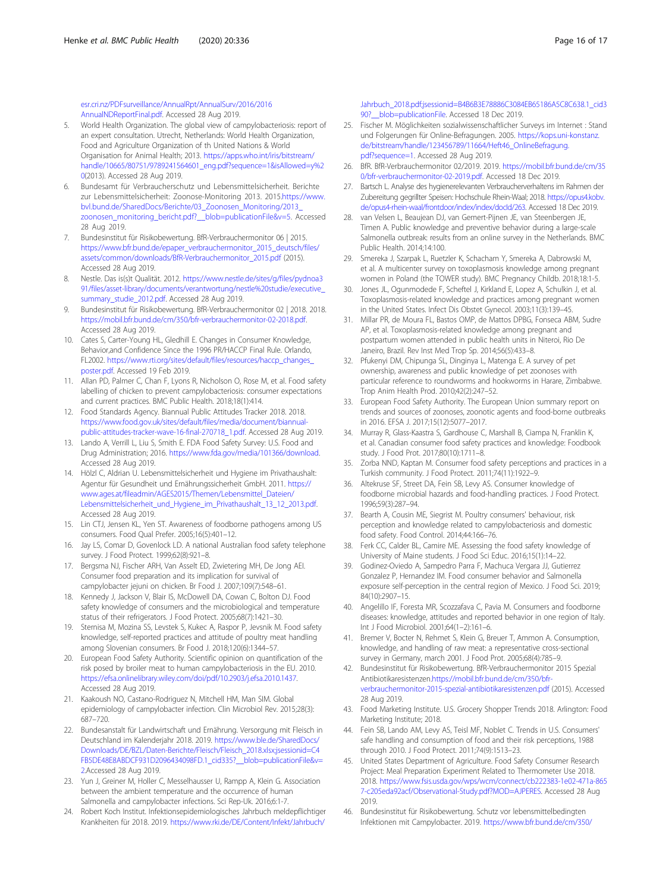esr.cri.nz/PDFsurveillance/AnnualRpt/AnnualSurv/2016/2016AnnualNDReportFinal.pdf. Accessed 28 Aug 2019.

5. World Health Organization. The global view of campylobacteriosis: report of an expert consultation. Utrecht, Netherlands: World Health Organization, Food and Agriculture Organization of th United Nations & World Organisation for Animal Health; 2013. https://apps.who.int/iris/bitstream/handle/10665/80751/9789241564601_eng.pdf?sequence=1&isAllowed=y%20(2013). Accessed 28 Aug 2019.
6. Bundesamt für Verbraucherschutz und Lebensmittelsicherheit. Berichte zur Lebensmittelsicherheit: Zoonose-Monitoring 2013. 2015.https://www.bvl.bund.de/SharedDocs/Berichte/03_Zoonosen_Monitoring/2013_zoonosen_monitoring_bericht.pdf?__blob=publicationFile&v=5. Accessed 28 Aug 2019.
7. Bundesinstitut für Risikobewertung. BfR-Verbrauchermonitor 06 | 2015. https://www.bfr.bund.de/epaper_verbrauchermonitor_2015_deutsch/files/assets/common/downloads/BfR-Verbrauchermonitor_2015.pdf (2015). Accessed 28 Aug 2019.
8. Nestle. Das is(s)t Qualität. 2012. https://www.nestle.de/sites/g/files/pydnoa391/files/asset-library/documents/verantwortung/nestle%20studie/executive_summary_studie_2012.pdf. Accessed 28 Aug 2019.
9. Bundesinstitut für Risikobewertung. BfR-Verbrauchermonitor 02 | 2018. 2018. https://mobil.bfr.bund.de/cm/350/bfr-verbrauchermonitor-02-2018.pdf. Accessed 28 Aug 2019.
10. Cates S, Carter-Young HL, Gledhill E. Changes in Consumer Knowledge, Behavior,and Confidence Since the 1996 PR/HACCP Final Rule. Orlando, FL2002. https://www.rti.org/sites/default/files/resources/haccp_changes_poster.pdf. Accessed 19 Feb 2019.
11. Allan PD, Palmer C, Chan F, Lyons R, Nicholson O, Rose M, et al. Food safety labelling of chicken to prevent campylobacteriosis: consumer expectations and current practices. BMC Public Health. 2018;18(1):414.
12. Food Standards Agency. Biannual Public Attitudes Tracker 2018. 2018. https://www.food.gov.uk/sites/default/files/media/document/biannual-public-attitudes-tracker-wave-16-final-270718_1.pdf. Accessed 28 Aug 2019.
13. Lando A, Verrill L, Liu S, Smith E. FDA Food Safety Survey: U.S. Food and Drug Administration; 2016. https://www.fda.gov/media/101366/download. Accessed 28 Aug 2019.
14. Hölzl C, Aldrian U. Lebensmittelsicherheit und Hygiene im Privathaushalt: Agentur für Gesundheit und Ernährungssicherheit GmbH. 2011. https://www.ages.at/fileadmin/AGES2015/Themen/Lebensmittel_Dateien/Lebensmittelsicherheit_und_Hygiene_im_Privathaushalt_13_12_2013.pdf. Accessed 28 Aug 2019.
15. Lin CTJ, Jensen KL, Yen ST. Awareness of foodborne pathogens among US consumers. Food Qual Prefer. 2005;16(5):401–12.
16. Jay LS, Comar D, Govenlock LD. A national Australian food safety telephone survey. J Food Protect. 1999;62(8):921–8.
17. Bergsma NJ, Fischer ARH, Van Asselt ED, Zwietering MH, De Jong AEI. Consumer food preparation and its implication for survival of campylobacter jejuni on chicken. Br Food J. 2007;109(7):548–61.
18. Kennedy J, Jackson V, Blair IS, McDowell DA, Cowan C, Bolton DJ. Food safety knowledge of consumers and the microbiological and temperature status of their refrigerators. J Food Protect. 2005;68(7):1421–30.
19. Sternisa M, Mozina SS, Levstek S, Kukec A, Raspor P, Jevsnik M. Food safety knowledge, self-reported practices and attitude of poultry meat handling among Slovenian consumers. Br Food J. 2018;120(6):1344–57.
20. European Food Safety Authority. Scientific opinion on quantification of the risk posed by broiler meat to human campylobacteriosis in the EU. 2010. https://efsa.onlinelibrary.wiley.com/doi/pdf/10.2903/j.efsa.2010.1437. Accessed 28 Aug 2019.
21. Kaakoush NO, Castano-Rodriguez N, Mitchell HM, Man SIM. Global epidemiology of campylobacter infection. Clin Microbiol Rev. 2015;28(3):687–720.
22. Bundesanstalt für Landwirtschaft und Ernährung. Versorgung mit Fleisch in Deutschland im Kalenderjahr 2018. 2019. https://www.ble.de/SharedDocs/Downloads/DE/BZL/Daten-Berichte/Fleisch/Fleisch_2018.xlsx;jsessionid=C4FB5DE48E8ABDCF931D2096434098FD.1_cid335?__blob=publicationFile&v=2.Accessed 28 Aug 2019.
23. Yun J, Greiner M, Holler C, Messelhausser U, Rampp A, Klein G. Association between the ambient temperature and the occurrence of human Salmonella and campylobacter infections. Sci Rep-Uk. 2016;6:1-7.
24. Robert Koch Institut. Infektionsepidemiologisches Jahrbuch meldepflichtiger Krankheiten für 2018. 2019. https://www.rki.de/DE/Content/Infekt/Jahrbuch/Jahrbuch_2018.pdf;jsessionid=B4B6B3E78886C3084EB65186A5C8C638.1_cid390?__blob=publicationFile. Accessed 18 Dec 2019.
25. Fischer M. Möglichkeiten sozialwissenschaftlicher Surveys im Internet : Stand und Folgerungen für Online-Befragungen. 2005. https://kops.uni-konstanz.de/bitstream/handle/123456789/11664/Heft46_OnlineBefragung.pdf?sequence=1. Accessed 28 Aug 2019.
26. BfR. BfR-Verbrauchermonitor 02/2019. 2019. https://mobil.bfr.bund.de/cm/350/bfr-verbrauchermonitor-02-2019.pdf. Accessed 18 Dec 2019.
27. Bartsch L. Analyse des hygienerelevanten Verbraucherverhaltens im Rahmen der Zubereitung gegrillter Speisen: Hochschule Rhein-Waal; 2018. https://opus4.kobv.de/opus4-rhein-waal/frontdoor/index/index/docId/263. Accessed 18 Dec 2019.
28. van Velsen L, Beaujean DJ, van Gemert-Pijnen JE, van Steenbergen JE, Timen A. Public knowledge and preventive behavior during a large-scale Salmonella outbreak: results from an online survey in the Netherlands. BMC Public Health. 2014;14:100.
29. Smereka J, Szarpak L, Ruetzler K, Schacham Y, Smereka A, Dabrowski M, et al. A multicenter survey on toxoplasmosis knowledge among pregnant women in Poland (the TOWER study). BMC Pregnancy Childb. 2018;18:1-5.
30. Jones JL, Ogunmodede F, Scheftel J, Kirkland E, Lopez A, Schulkin J, et al. Toxoplasmosis-related knowledge and practices among pregnant women in the United States. Infect Dis Obstet Gynecol. 2003;11(3):139–45.
31. Millar PR, de Moura FL, Bastos OMP, de Mattos DPBG, Fonseca ABM, Sudre AP, et al. Toxoplasmosis-related knowledge among pregnant and postpartum women attended in public health units in Niteroi, Rio De Janeiro, Brazil. Rev Inst Med Trop Sp. 2014;56(5):433–8.
32. Pfukenyi DM, Chipunga SL, Dinginya L, Matenga E. A survey of pet ownership, awareness and public knowledge of pet zoonoses with particular reference to roundworms and hookworms in Harare, Zimbabwe. Trop Anim Health Prod. 2010;42(2):247–52.
33. European Food Safety Authority. The European Union summary report on trends and sources of zoonoses, zoonotic agents and food-borne outbreaks in 2016. EFSA J. 2017;15(12):5077–2017.
34. Murray R, Glass-Kaastra S, Gardhouse C, Marshall B, Ciampa N, Franklin K, et al. Canadian consumer food safety practices and knowledge: Foodbook study. J Food Prot. 2017;80(10):1711–8.
35. Zorba NND, Kaptan M. Consumer food safety perceptions and practices in a Turkish community. J Food Protect. 2011;74(11):1922–9.
36. Altekruse SF, Street DA, Fein SB, Levy AS. Consumer knowledge of foodborne microbial hazards and food-handling practices. J Food Protect. 1996;59(3):287–94.
37. Bearth A, Cousin ME, Siegrist M. Poultry consumers' behaviour, risk perception and knowledge related to campylobacteriosis and domestic food safety. Food Control. 2014;44:166–76.
38. Ferk CC, Calder BL, Camire ME. Assessing the food safety knowledge of University of Maine students. J Food Sci Educ. 2016;15(1):14–22.
39. Godinez-Oviedo A, Sampedro Parra F, Machuca Vergara JJ, Gutierrez Gonzalez P, Hernandez IM. Food consumer behavior and Salmonella exposure self-perception in the central region of Mexico. J Food Sci. 2019;84(10):2907–15.
40. Angelillo IF, Foresta MR, Scozzafava C, Pavia M. Consumers and foodborne diseases: knowledge, attitudes and reported behavior in one region of Italy. Int J Food Microbiol. 2001;64(1–2):161–6.
41. Bremer V, Bocter N, Rehmet S, Klein G, Breuer T, Ammon A. Consumption, knowledge, and handling of raw meat: a representative cross-sectional survey in Germany, march 2001. J Food Prot. 2005;68(4):785–9.
42. Bundesinstitut für Risikobewertung. BfR-Verbrauchermonitor 2015 Spezial Antibiotikaresistenzen.https://mobil.bfr.bund.de/cm/350/bfr-verbrauchermonitor-2015-spezial-antibiotikaresistenzen.pdf (2015). Accessed 28 Aug 2019.
43. Food Marketing Institute. U.S. Grocery Shopper Trends 2018. Arlington: Food Marketing Institute; 2018.
44. Fein SB, Lando AM, Levy AS, Teisl MF, Noblet C. Trends in U.S. Consumers' safe handling and consumption of food and their risk perceptions, 1988 through 2010. J Food Protect. 2011;74(9):1513–23.
45. United States Department of Agriculture. Food Safety Consumer Research Project: Meal Preparation Experiment Related to Thermometer Use 2018. 2018. https://www.fsis.usda.gov/wps/wcm/connect/cb222383-1e02-471a-8657-c205eda92acf/Observational-Study.pdf?MOD=AJPERES. Accessed 28 Aug 2019.
46. Bundesinstitut für Risikobewertung. Schutz vor lebensmittelbedingten Infektionen mit Campylobacter. 2019. https://www.bfr.bund.de/cm/350/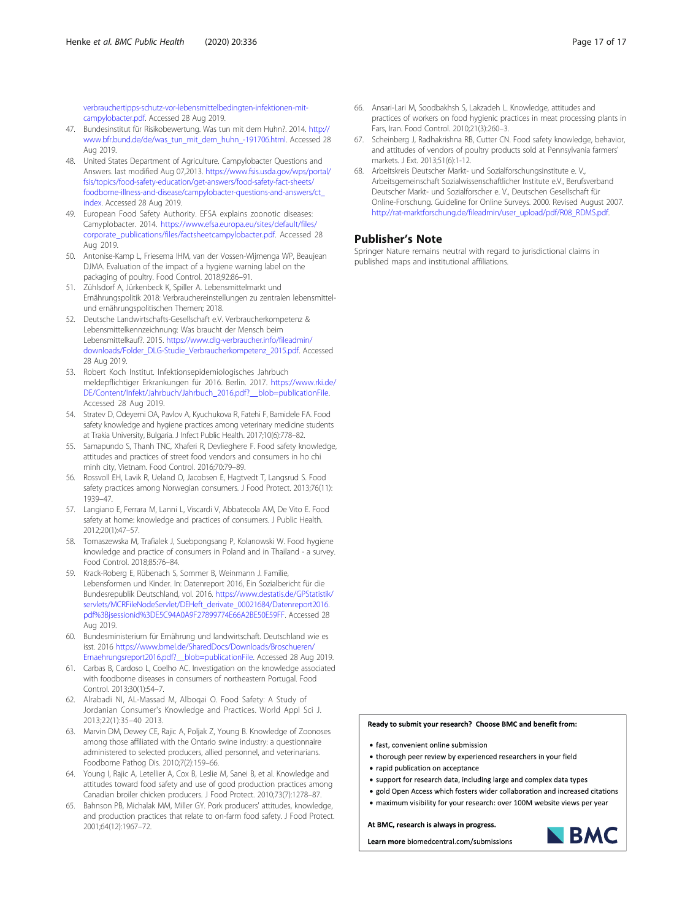verbrauchertipps-schutz-vor-lebensmittelbedingten-infektionen-mit-campylobacter.pdf. Accessed 28 Aug 2019.

47. Bundesinstitut für Risikobewertung. Was tun mit dem Huhn?. 2014. http://www.bfr.bund.de/de/was_tun_mit_dem_huhn_-191706.html. Accessed 28 Aug 2019.
48. United States Department of Agriculture. Campylobacter Questions and Answers. last modified Aug 07,2013. https://www.fsis.usda.gov/wps/portal/fsis/topics/food-safety-education/get-answers/food-safety-fact-sheets/foodborne-illness-and-disease/campylobacter-questions-and-answers/ct_index. Accessed 28 Aug 2019.
49. European Food Safety Authority. EFSA explains zoonotic diseases: Camypylobacter. 2014. https://www.efsa.europa.eu/sites/default/files/corporate_publications/files/factsheetcampylobacter.pdf. Accessed 28 Aug 2019.
50. Antonise-Kamp L, Friesema IHM, van der Vossen-Wijmenga WP, Beaujean DJMA. Evaluation of the impact of a hygiene warning label on the packaging of poultry. Food Control. 2018;92:86–91.
51. Zühlsdorf A, Jürkenbeck K, Spiller A. Lebensmittelmarkt und Ernährungspolitik 2018: Verbrauchereinstellungen zu zentralen lebensmittel- und ernährungspolitischen Themen; 2018.
52. Deutsche Landwirtschafts-Gesellschaft e.V. Verbraucherkompetenz & Lebensmittelkennzeichnung: Was braucht der Mensch beim Lebensmittelkauf?. 2015. https://www.dlg-verbraucher.info/fileadmin/downloads/Folder_DLG-Studie_Verbraucherkompetenz_2015.pdf. Accessed 28 Aug 2019.
53. Robert Koch Institut. Infektionsepidemiologisches Jahrbuch meldepflichtiger Erkrankungen für 2016. Berlin. 2017. https://www.rki.de/DE/Content/Infekt/Jahrbuch/Jahrbuch_2016.pdf?__blob=publicationFile. Accessed 28 Aug 2019.
54. Stratev D, Odeyemi OA, Pavlov A, Kyuchukova R, Fatehi F, Bamidele FA. Food safety knowledge and hygiene practices among veterinary medicine students at Trakia University, Bulgaria. J Infect Public Health. 2017;10(6):778–82.
55. Samapundo S, Thanh TNC, Xhaferi R, Devlieghere F. Food safety knowledge, attitudes and practices of street food vendors and consumers in ho chi minh city, Vietnam. Food Control. 2016;70:79–89.
56. Rossvoll EH, Lavik R, Ueland O, Jacobsen E, Hagtvedt T, Langsrud S. Food safety practices among Norwegian consumers. J Food Protect. 2013;76(11):1939–47.
57. Langiano E, Ferrara M, Lanni L, Viscardi V, Abbatecola AM, De Vito E. Food safety at home: knowledge and practices of consumers. J Public Health. 2012;20(1):47–57.
58. Tomaszewska M, Trafialek J, Suebpongsang P, Kolanowski W. Food hygiene knowledge and practice of consumers in Poland and in Thailand - a survey. Food Control. 2018;85:76–84.
59. Krack-Roberg E, Rübenach S, Sommer B, Weinmann J. Familie, Lebensformen und Kinder. In: Datenreport 2016, Ein Sozialbericht für die Bundesrepublik Deutschland, vol. 2016. https://www.destatis.de/GPStatistik/servlets/MCRFileNodeServlet/DEHeft_derivate_00021684/Datenreport2016.pdf%3Bjsessionid%3DE5C94A0A9F27899774E66A2BE50E59FF. Accessed 28 Aug 2019.
60. Bundesministerium für Ernährung und landwirtschaft. Deutschland wie es isst. 2016 https://www.bmel.de/SharedDocs/Downloads/Broschueren/Ernaehrungsreport2016.pdf?__blob=publicationFile. Accessed 28 Aug 2019.
61. Carbas B, Cardoso L, Coelho AC. Investigation on the knowledge associated with foodborne diseases in consumers of northeastern Portugal. Food Control. 2013;30(1):54–7.
62. Alrabadi NI, AL-Massad M, Alboqai O. Food Safety: A Study of Jordanian Consumer's Knowledge and Practices. World Appl Sci J. 2013;22(1):35–40 2013.
63. Marvin DM, Dewey CE, Rajic A, Poljak Z, Young B. Knowledge of Zoonoses among those affiliated with the Ontario swine industry: a questionnaire administered to selected producers, allied personnel, and veterinarians. Foodborne Pathog Dis. 2010;7(2):159–66.
64. Young I, Rajic A, Letellier A, Cox B, Leslie M, Sanei B, et al. Knowledge and attitudes toward food safety and use of good production practices among Canadian broiler chicken producers. J Food Protect. 2010;73(7):1278–87.
65. Bahnson PB, Michalak MM, Miller GY. Pork producers' attitudes, knowledge, and production practices that relate to on-farm food safety. J Food Protect. 2001;64(12):1967–72.
66. Ansari-Lari M, Soodbakhsh S, Lakzadeh L. Knowledge, attitudes and practices of workers on food hygienic practices in meat processing plants in Fars, Iran. Food Control. 2010;21(3):260–3.
67. Scheinberg J, Radhakrishna RB, Cutter CN. Food safety knowledge, behavior, and attitudes of vendors of poultry products sold at Pennsylvania farmers' markets. J Ext. 2013;51(6):1-12.
68. Arbeitskreis Deutscher Markt- und Sozialforschungsinstitute e. V., Arbeitsgemeinschaft Sozialwissenschaftlicher Institute e.V., Berufsverband Deutscher Markt- und Sozialforscher e. V., Deutschen Gesellschaft für Online-Forschung. Guideline for Online Surveys. 2000. Revised August 2007. http://rat-marktforschung.de/fileadmin/user_upload/pdf/R08_RDMS.pdf.

## Publisher's Note

Springer Nature remains neutral with regard to jurisdictional claims in published maps and institutional affiliations.

**Ready to submit your research? Choose BMC and benefit from:**

- fast, convenient online submission
- thorough peer review by experienced researchers in your field
- rapid publication on acceptance
- support for research data, including large and complex data types
- gold Open Access which fosters wider collaboration and increased citations
- maximum visibility for your research: over 100M website views per year

**At BMC, research is always in progress.**

**Learn more** biomedcentral.com/submissions

BMC